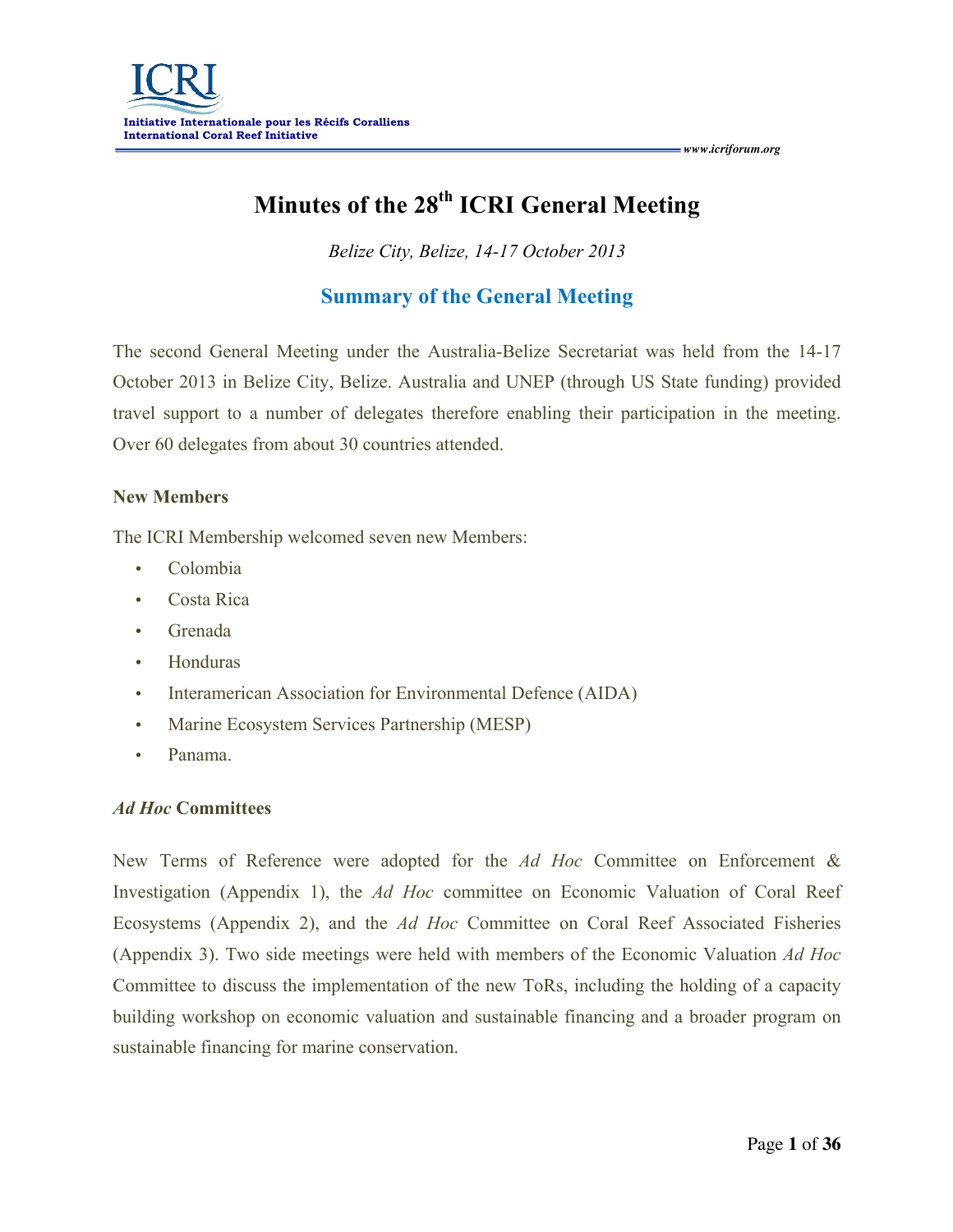# Minutes of the 28th ICRI General Meeting

*Belize City, Belize, 14-17 October 2013*

## Summary of the General Meeting

The second General Meeting under the Australia-Belize Secretariat was held from the 14-17 October 2013 in Belize City, Belize. Australia and UNEP (through US State funding) provided travel support to a number of delegates therefore enabling their participation in the meeting. Over 60 delegates from about 30 countries attended.

### New Members

The ICRI Membership welcomed seven new Members:

- Colombia
- Costa Rica
- Grenada
- Honduras
- Interamerican Association for Environmental Defence (AIDA)
- Marine Ecosystem Services Partnership (MESP)
- Panama.

### *Ad Hoc* Committees

New Terms of Reference were adopted for the *Ad Hoc* Committee on Enforcement & Investigation (Appendix 1), the *Ad Hoc* committee on Economic Valuation of Coral Reef Ecosystems (Appendix 2), and the *Ad Hoc* Committee on Coral Reef Associated Fisheries (Appendix 3). Two side meetings were held with members of the Economic Valuation *Ad Hoc* Committee to discuss the implementation of the new ToRs, including the holding of a capacity building workshop on economic valuation and sustainable financing and a broader program on sustainable financing for marine conservation.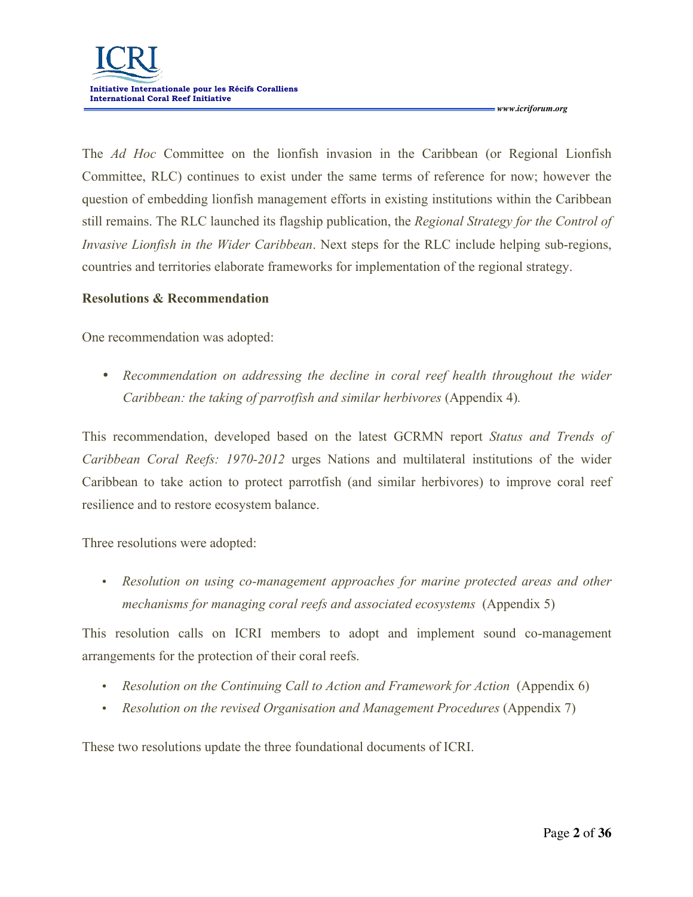The *Ad Hoc* Committee on the lionfish invasion in the Caribbean (or Regional Lionfish Committee, RLC) continues to exist under the same terms of reference for now; however the question of embedding lionfish management efforts in existing institutions within the Caribbean still remains. The RLC launched its flagship publication, the *Regional Strategy for the Control of Invasive Lionfish in the Wider Caribbean*. Next steps for the RLC include helping sub-regions, countries and territories elaborate frameworks for implementation of the regional strategy.

**Resolutions & Recommendation**

One recommendation was adopted:

- *Recommendation on addressing the decline in coral reef health throughout the wider Caribbean: the taking of parrotfish and similar herbivores* (Appendix 4).

This recommendation, developed based on the latest GCRMN report *Status and Trends of Caribbean Coral Reefs: 1970-2012* urges Nations and multilateral institutions of the wider Caribbean to take action to protect parrotfish (and similar herbivores) to improve coral reef resilience and to restore ecosystem balance.

Three resolutions were adopted:

- *Resolution on using co-management approaches for marine protected areas and other mechanisms for managing coral reefs and associated ecosystems* (Appendix 5)

This resolution calls on ICRI members to adopt and implement sound co-management arrangements for the protection of their coral reefs.

- *Resolution on the Continuing Call to Action and Framework for Action* (Appendix 6)
- *Resolution on the revised Organisation and Management Procedures* (Appendix 7)

These two resolutions update the three foundational documents of ICRI.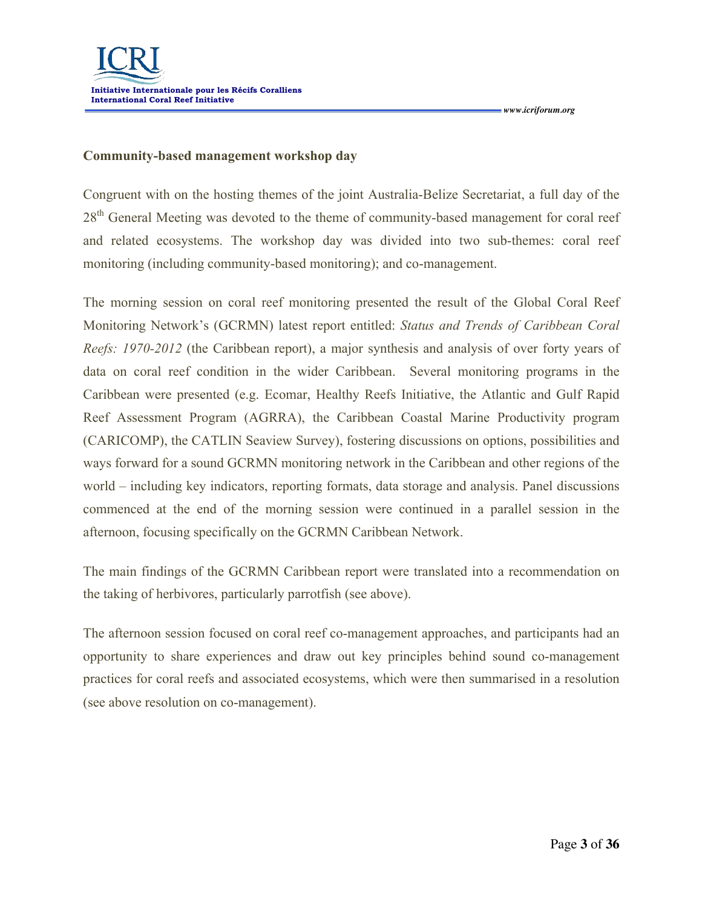**Community-based management workshop day**

Congruent with on the hosting themes of the joint Australia-Belize Secretariat, a full day of the 28th General Meeting was devoted to the theme of community-based management for coral reef and related ecosystems. The workshop day was divided into two sub-themes: coral reef monitoring (including community-based monitoring); and co-management.

The morning session on coral reef monitoring presented the result of the Global Coral Reef Monitoring Network's (GCRMN) latest report entitled: *Status and Trends of Caribbean Coral Reefs: 1970-2012* (the Caribbean report), a major synthesis and analysis of over forty years of data on coral reef condition in the wider Caribbean. Several monitoring programs in the Caribbean were presented (e.g. Ecomar, Healthy Reefs Initiative, the Atlantic and Gulf Rapid Reef Assessment Program (AGRRA), the Caribbean Coastal Marine Productivity program (CARICOMP), the CATLIN Seaview Survey), fostering discussions on options, possibilities and ways forward for a sound GCRMN monitoring network in the Caribbean and other regions of the world – including key indicators, reporting formats, data storage and analysis. Panel discussions commenced at the end of the morning session were continued in a parallel session in the afternoon, focusing specifically on the GCRMN Caribbean Network.

The main findings of the GCRMN Caribbean report were translated into a recommendation on the taking of herbivores, particularly parrotfish (see above).

The afternoon session focused on coral reef co-management approaches, and participants had an opportunity to share experiences and draw out key principles behind sound co-management practices for coral reefs and associated ecosystems, which were then summarised in a resolution (see above resolution on co-management).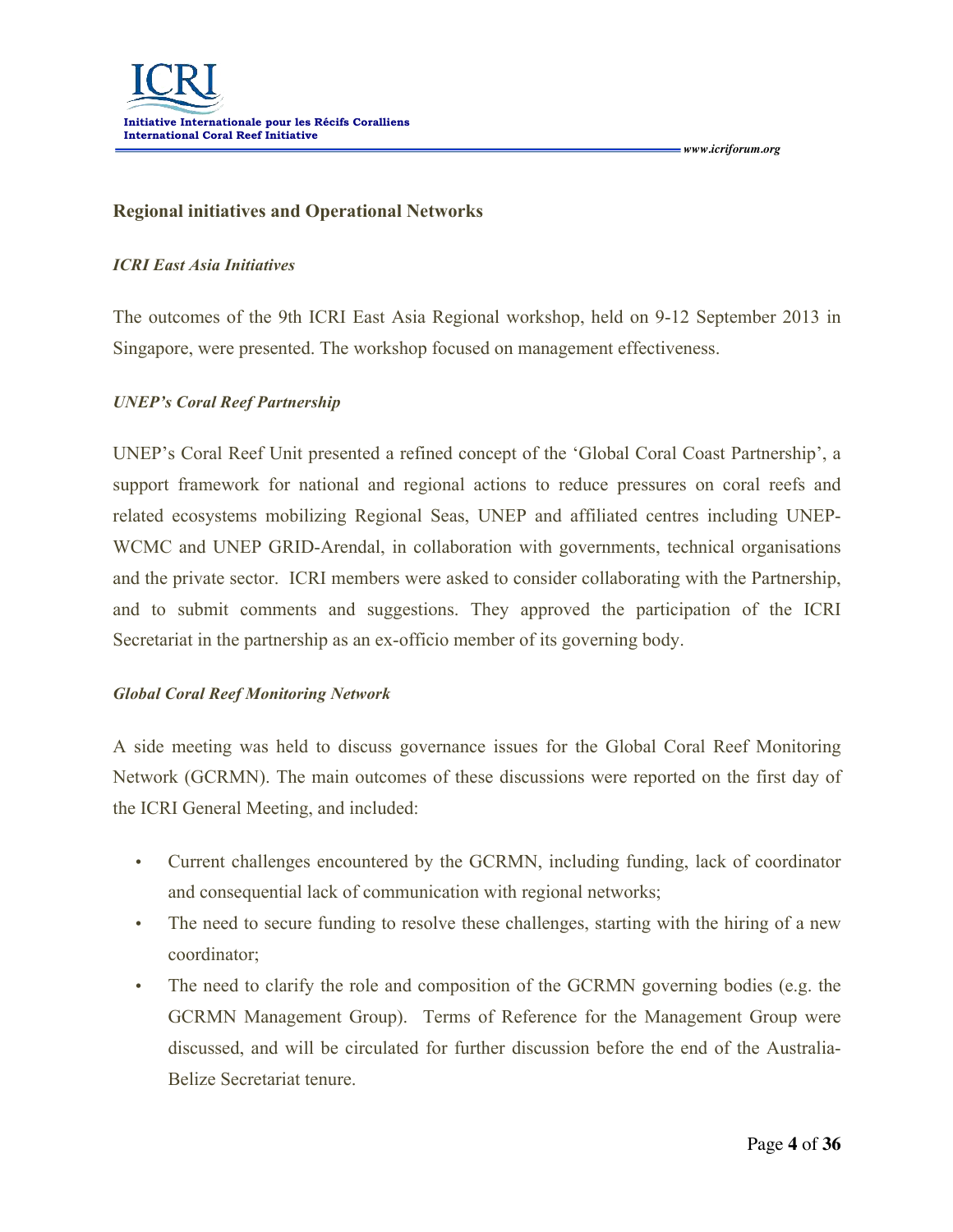## Regional initiatives and Operational Networks

### *ICRI East Asia Initiatives*

The outcomes of the 9th ICRI East Asia Regional workshop, held on 9-12 September 2013 in Singapore, were presented. The workshop focused on management effectiveness.

### *UNEP's Coral Reef Partnership*

UNEP's Coral Reef Unit presented a refined concept of the 'Global Coral Coast Partnership', a support framework for national and regional actions to reduce pressures on coral reefs and related ecosystems mobilizing Regional Seas, UNEP and affiliated centres including UNEP-WCMC and UNEP GRID-Arendal, in collaboration with governments, technical organisations and the private sector. ICRI members were asked to consider collaborating with the Partnership, and to submit comments and suggestions. They approved the participation of the ICRI Secretariat in the partnership as an ex-officio member of its governing body.

### *Global Coral Reef Monitoring Network*

A side meeting was held to discuss governance issues for the Global Coral Reef Monitoring Network (GCRMN). The main outcomes of these discussions were reported on the first day of the ICRI General Meeting, and included:

- Current challenges encountered by the GCRMN, including funding, lack of coordinator and consequential lack of communication with regional networks;
- The need to secure funding to resolve these challenges, starting with the hiring of a new coordinator;
- The need to clarify the role and composition of the GCRMN governing bodies (e.g. the GCRMN Management Group). Terms of Reference for the Management Group were discussed, and will be circulated for further discussion before the end of the Australia-Belize Secretariat tenure.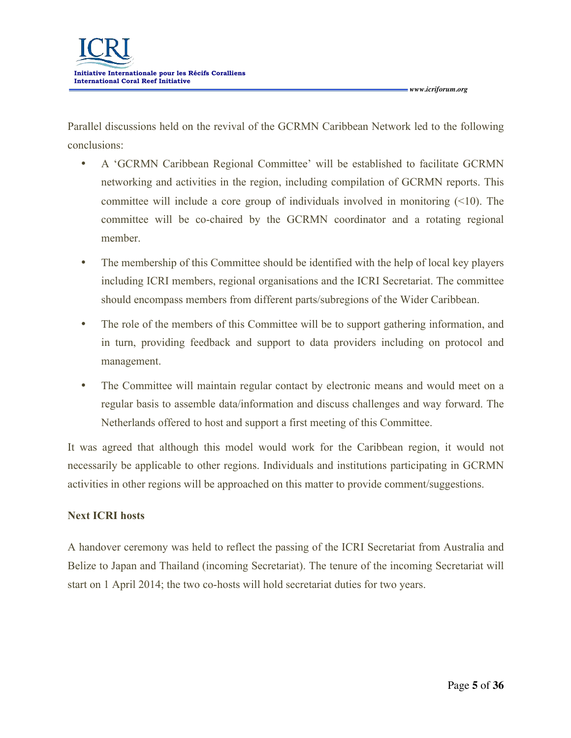Parallel discussions held on the revival of the GCRMN Caribbean Network led to the following conclusions:

- A 'GCRMN Caribbean Regional Committee' will be established to facilitate GCRMN networking and activities in the region, including compilation of GCRMN reports. This committee will include a core group of individuals involved in monitoring (<10). The committee will be co-chaired by the GCRMN coordinator and a rotating regional member.
- The membership of this Committee should be identified with the help of local key players including ICRI members, regional organisations and the ICRI Secretariat. The committee should encompass members from different parts/subregions of the Wider Caribbean.
- The role of the members of this Committee will be to support gathering information, and in turn, providing feedback and support to data providers including on protocol and management.
- The Committee will maintain regular contact by electronic means and would meet on a regular basis to assemble data/information and discuss challenges and way forward. The Netherlands offered to host and support a first meeting of this Committee.

It was agreed that although this model would work for the Caribbean region, it would not necessarily be applicable to other regions. Individuals and institutions participating in GCRMN activities in other regions will be approached on this matter to provide comment/suggestions.

**Next ICRI hosts**

A handover ceremony was held to reflect the passing of the ICRI Secretariat from Australia and Belize to Japan and Thailand (incoming Secretariat). The tenure of the incoming Secretariat will start on 1 April 2014; the two co-hosts will hold secretariat duties for two years.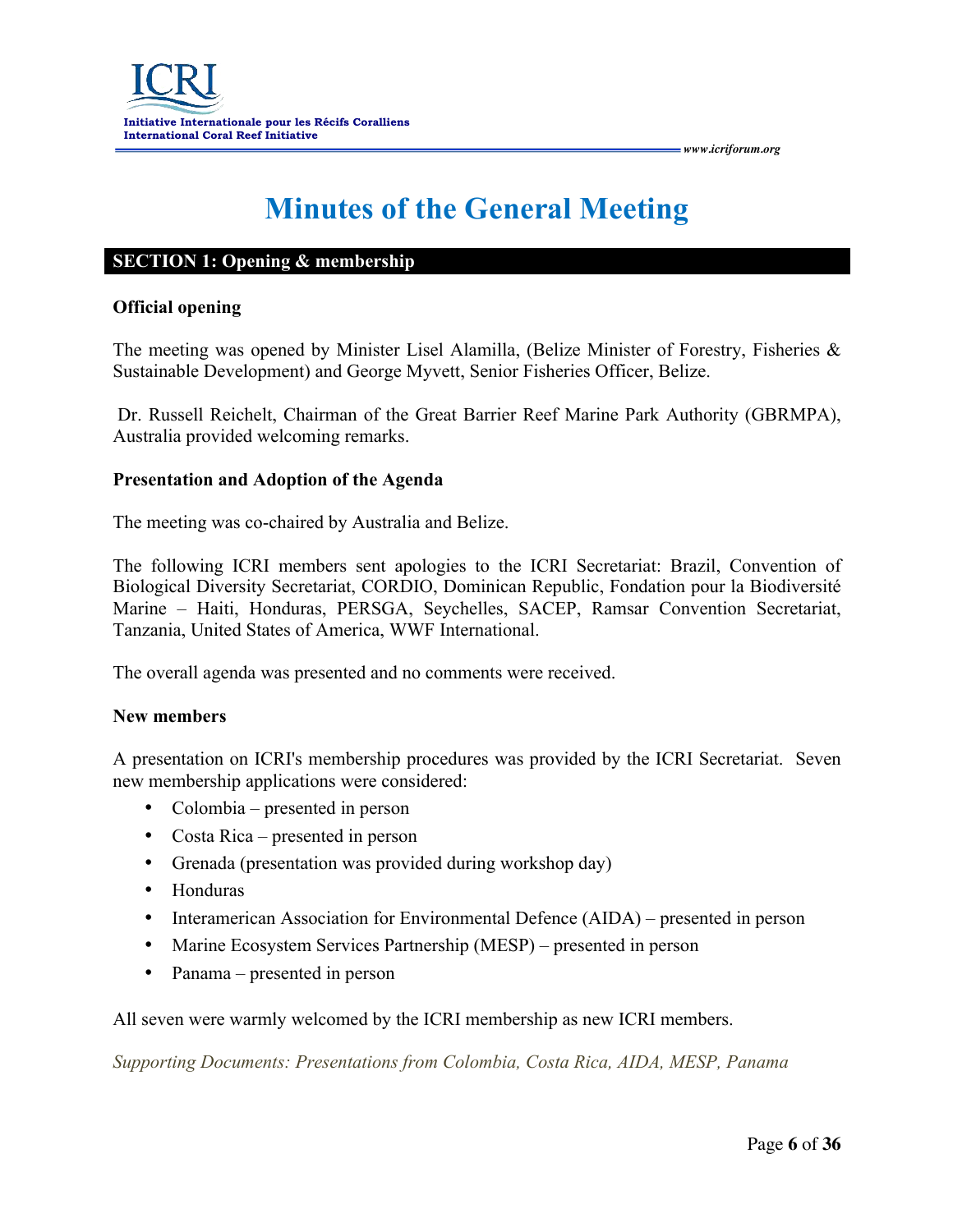# Minutes of the General Meeting

## SECTION 1: Opening & membership

### Official opening

The meeting was opened by Minister Lisel Alamilla, (Belize Minister of Forestry, Fisheries & Sustainable Development) and George Myvett, Senior Fisheries Officer, Belize.

Dr. Russell Reichelt, Chairman of the Great Barrier Reef Marine Park Authority (GBRMPA), Australia provided welcoming remarks.

### Presentation and Adoption of the Agenda

The meeting was co-chaired by Australia and Belize.

The following ICRI members sent apologies to the ICRI Secretariat: Brazil, Convention of Biological Diversity Secretariat, CORDIO, Dominican Republic, Fondation pour la Biodiversité Marine – Haiti, Honduras, PERSGA, Seychelles, SACEP, Ramsar Convention Secretariat, Tanzania, United States of America, WWF International.

The overall agenda was presented and no comments were received.

### New members

A presentation on ICRI's membership procedures was provided by the ICRI Secretariat. Seven new membership applications were considered:

- Colombia – presented in person
- Costa Rica – presented in person
- Grenada (presentation was provided during workshop day)
- Honduras
- Interamerican Association for Environmental Defence (AIDA) – presented in person
- Marine Ecosystem Services Partnership (MESP) – presented in person
- Panama – presented in person

All seven were warmly welcomed by the ICRI membership as new ICRI members.

*Supporting Documents: Presentations from Colombia, Costa Rica, AIDA, MESP, Panama*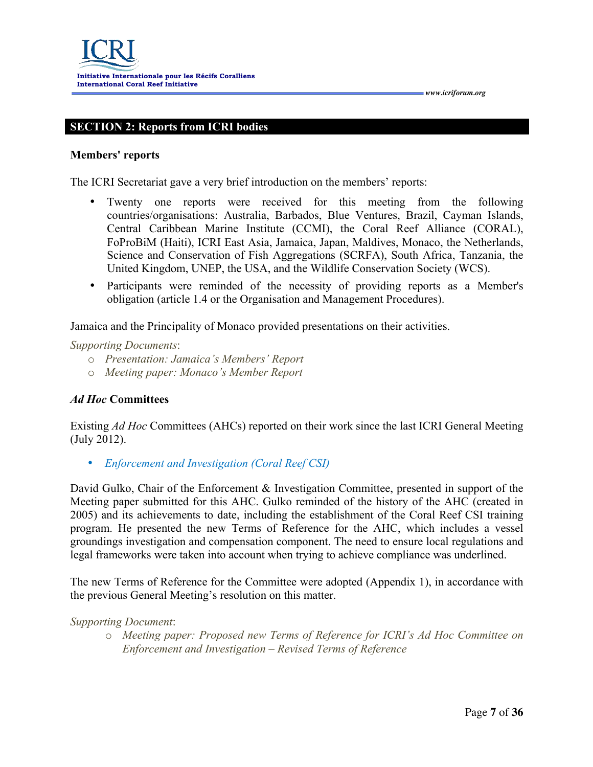## SECTION 2: Reports from ICRI bodies

### Members' reports

The ICRI Secretariat gave a very brief introduction on the members' reports:

- Twenty one reports were received for this meeting from the following countries/organisations: Australia, Barbados, Blue Ventures, Brazil, Cayman Islands, Central Caribbean Marine Institute (CCMI), the Coral Reef Alliance (CORAL), FoProBiM (Haiti), ICRI East Asia, Jamaica, Japan, Maldives, Monaco, the Netherlands, Science and Conservation of Fish Aggregations (SCRFA), South Africa, Tanzania, the United Kingdom, UNEP, the USA, and the Wildlife Conservation Society (WCS).
- Participants were reminded of the necessity of providing reports as a Member's obligation (article 1.4 or the Organisation and Management Procedures).

Jamaica and the Principality of Monaco provided presentations on their activities.

*Supporting Documents*:

- *Presentation: Jamaica's Members' Report*
- *Meeting paper: Monaco's Member Report*

### *Ad Hoc* Committees

Existing *Ad Hoc* Committees (AHCs) reported on their work since the last ICRI General Meeting (July 2012).

- *Enforcement and Investigation (Coral Reef CSI)*

David Gulko, Chair of the Enforcement & Investigation Committee, presented in support of the Meeting paper submitted for this AHC. Gulko reminded of the history of the AHC (created in 2005) and its achievements to date, including the establishment of the Coral Reef CSI training program. He presented the new Terms of Reference for the AHC, which includes a vessel groundings investigation and compensation component. The need to ensure local regulations and legal frameworks were taken into account when trying to achieve compliance was underlined.

The new Terms of Reference for the Committee were adopted (Appendix 1), in accordance with the previous General Meeting's resolution on this matter.

*Supporting Document*:

- *Meeting paper: Proposed new Terms of Reference for ICRI's Ad Hoc Committee on Enforcement and Investigation – Revised Terms of Reference*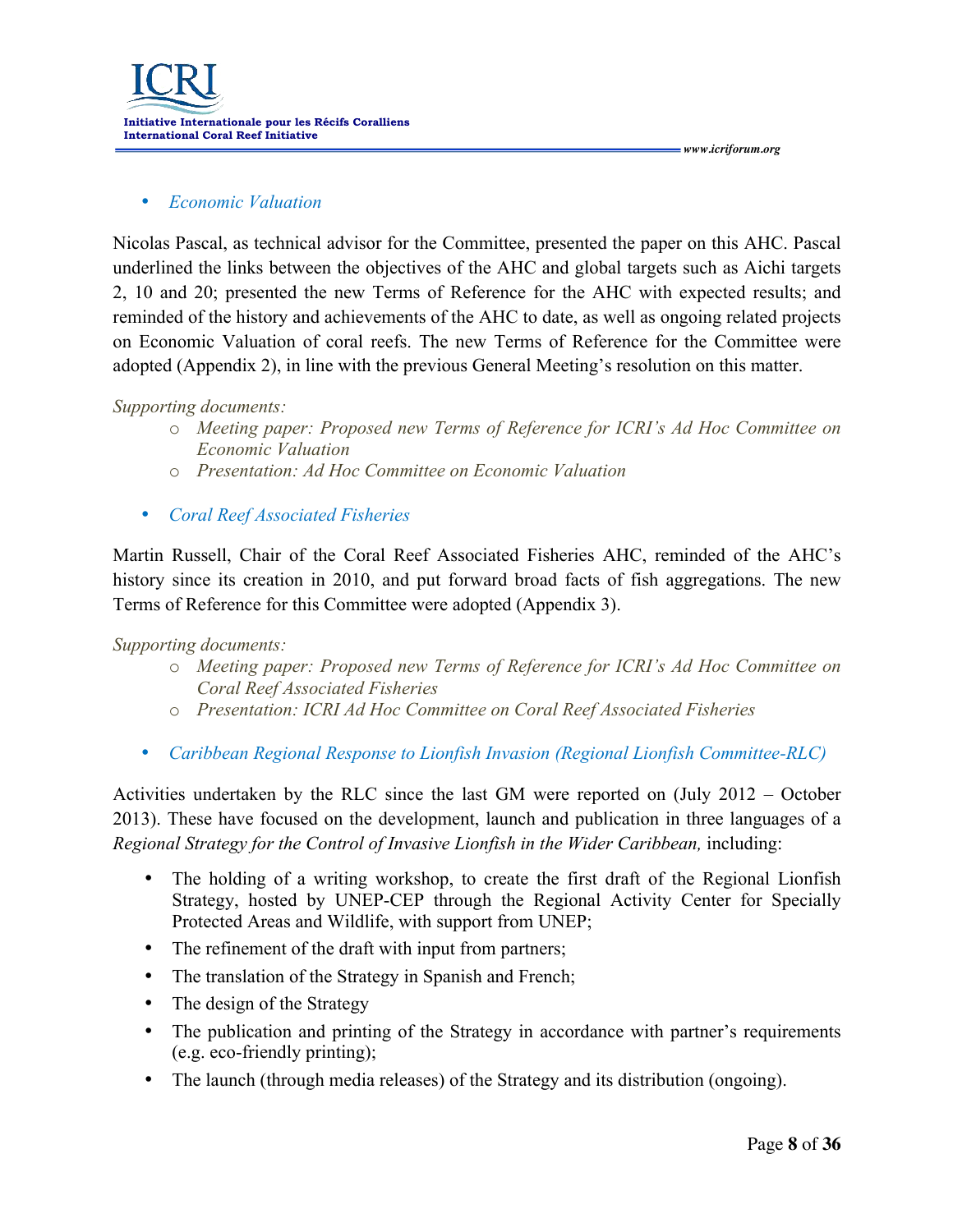- *Economic Valuation*

Nicolas Pascal, as technical advisor for the Committee, presented the paper on this AHC. Pascal underlined the links between the objectives of the AHC and global targets such as Aichi targets 2, 10 and 20; presented the new Terms of Reference for the AHC with expected results; and reminded of the history and achievements of the AHC to date, as well as ongoing related projects on Economic Valuation of coral reefs. The new Terms of Reference for the Committee were adopted (Appendix 2), in line with the previous General Meeting's resolution on this matter.

*Supporting documents:*

- *Meeting paper: Proposed new Terms of Reference for ICRI's Ad Hoc Committee on Economic Valuation*
- *Presentation: Ad Hoc Committee on Economic Valuation*

- *Coral Reef Associated Fisheries*

Martin Russell, Chair of the Coral Reef Associated Fisheries AHC, reminded of the AHC's history since its creation in 2010, and put forward broad facts of fish aggregations. The new Terms of Reference for this Committee were adopted (Appendix 3).

*Supporting documents:*

- *Meeting paper: Proposed new Terms of Reference for ICRI's Ad Hoc Committee on Coral Reef Associated Fisheries*
- *Presentation: ICRI Ad Hoc Committee on Coral Reef Associated Fisheries*

- *Caribbean Regional Response to Lionfish Invasion (Regional Lionfish Committee-RLC)*

Activities undertaken by the RLC since the last GM were reported on (July 2012 – October 2013). These have focused on the development, launch and publication in three languages of a *Regional Strategy for the Control of Invasive Lionfish in the Wider Caribbean,* including:

- The holding of a writing workshop, to create the first draft of the Regional Lionfish Strategy, hosted by UNEP-CEP through the Regional Activity Center for Specially Protected Areas and Wildlife, with support from UNEP;
- The refinement of the draft with input from partners;
- The translation of the Strategy in Spanish and French;
- The design of the Strategy
- The publication and printing of the Strategy in accordance with partner's requirements (e.g. eco-friendly printing);
- The launch (through media releases) of the Strategy and its distribution (ongoing).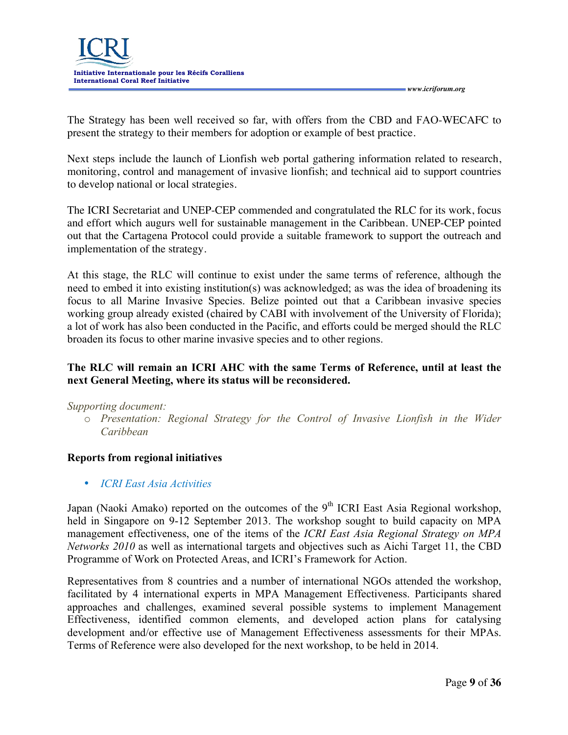The Strategy has been well received so far, with offers from the CBD and FAO-WECAFC to present the strategy to their members for adoption or example of best practice.

Next steps include the launch of Lionfish web portal gathering information related to research, monitoring, control and management of invasive lionfish; and technical aid to support countries to develop national or local strategies.

The ICRI Secretariat and UNEP-CEP commended and congratulated the RLC for its work, focus and effort which augurs well for sustainable management in the Caribbean. UNEP-CEP pointed out that the Cartagena Protocol could provide a suitable framework to support the outreach and implementation of the strategy.

At this stage, the RLC will continue to exist under the same terms of reference, although the need to embed it into existing institution(s) was acknowledged; as was the idea of broadening its focus to all Marine Invasive Species. Belize pointed out that a Caribbean invasive species working group already existed (chaired by CABI with involvement of the University of Florida); a lot of work has also been conducted in the Pacific, and efforts could be merged should the RLC broaden its focus to other marine invasive species and to other regions.

**The RLC will remain an ICRI AHC with the same Terms of Reference, until at least the next General Meeting, where its status will be reconsidered.**

*Supporting document:*

- *Presentation: Regional Strategy for the Control of Invasive Lionfish in the Wider Caribbean*

**Reports from regional initiatives**

- *ICRI East Asia Activities*

Japan (Naoki Amako) reported on the outcomes of the 9th ICRI East Asia Regional workshop, held in Singapore on 9-12 September 2013. The workshop sought to build capacity on MPA management effectiveness, one of the items of the *ICRI East Asia Regional Strategy on MPA Networks 2010* as well as international targets and objectives such as Aichi Target 11, the CBD Programme of Work on Protected Areas, and ICRI's Framework for Action.

Representatives from 8 countries and a number of international NGOs attended the workshop, facilitated by 4 international experts in MPA Management Effectiveness. Participants shared approaches and challenges, examined several possible systems to implement Management Effectiveness, identified common elements, and developed action plans for catalysing development and/or effective use of Management Effectiveness assessments for their MPAs. Terms of Reference were also developed for the next workshop, to be held in 2014.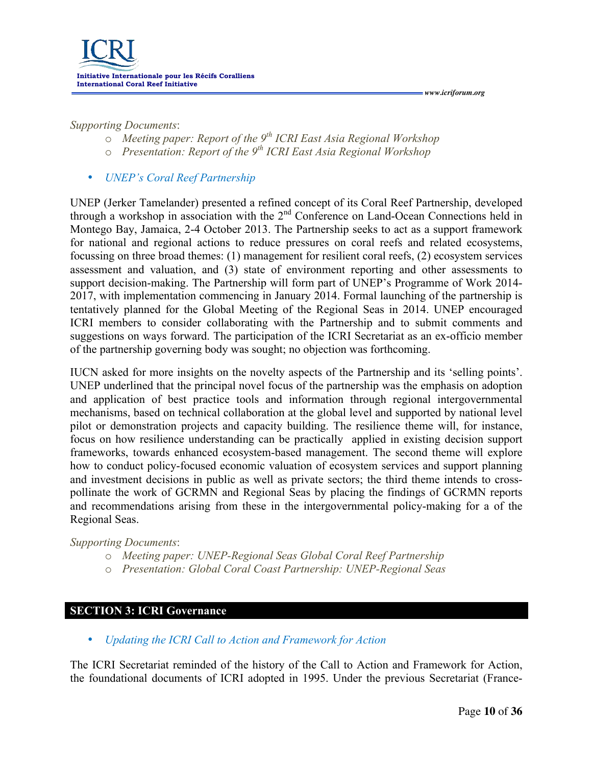*Supporting Documents*:

- *Meeting paper: Report of the 9th ICRI East Asia Regional Workshop*
- *Presentation: Report of the 9th ICRI East Asia Regional Workshop*

- *UNEP's Coral Reef Partnership*

UNEP (Jerker Tamelander) presented a refined concept of its Coral Reef Partnership, developed through a workshop in association with the 2nd Conference on Land-Ocean Connections held in Montego Bay, Jamaica, 2-4 October 2013. The Partnership seeks to act as a support framework for national and regional actions to reduce pressures on coral reefs and related ecosystems, focussing on three broad themes: (1) management for resilient coral reefs, (2) ecosystem services assessment and valuation, and (3) state of environment reporting and other assessments to support decision-making. The Partnership will form part of UNEP's Programme of Work 2014-2017, with implementation commencing in January 2014. Formal launching of the partnership is tentatively planned for the Global Meeting of the Regional Seas in 2014. UNEP encouraged ICRI members to consider collaborating with the Partnership and to submit comments and suggestions on ways forward. The participation of the ICRI Secretariat as an ex-officio member of the partnership governing body was sought; no objection was forthcoming.

IUCN asked for more insights on the novelty aspects of the Partnership and its 'selling points'. UNEP underlined that the principal novel focus of the partnership was the emphasis on adoption and application of best practice tools and information through regional intergovernmental mechanisms, based on technical collaboration at the global level and supported by national level pilot or demonstration projects and capacity building. The resilience theme will, for instance, focus on how resilience understanding can be practically applied in existing decision support frameworks, towards enhanced ecosystem-based management. The second theme will explore how to conduct policy-focused economic valuation of ecosystem services and support planning and investment decisions in public as well as private sectors; the third theme intends to cross-pollinate the work of GCRMN and Regional Seas by placing the findings of GCRMN reports and recommendations arising from these in the intergovernmental policy-making for a of the Regional Seas.

*Supporting Documents*:

- *Meeting paper: UNEP-Regional Seas Global Coral Reef Partnership*
- *Presentation: Global Coral Coast Partnership: UNEP-Regional Seas*

## SECTION 3: ICRI Governance

- *Updating the ICRI Call to Action and Framework for Action*

The ICRI Secretariat reminded of the history of the Call to Action and Framework for Action, the foundational documents of ICRI adopted in 1995. Under the previous Secretariat (France-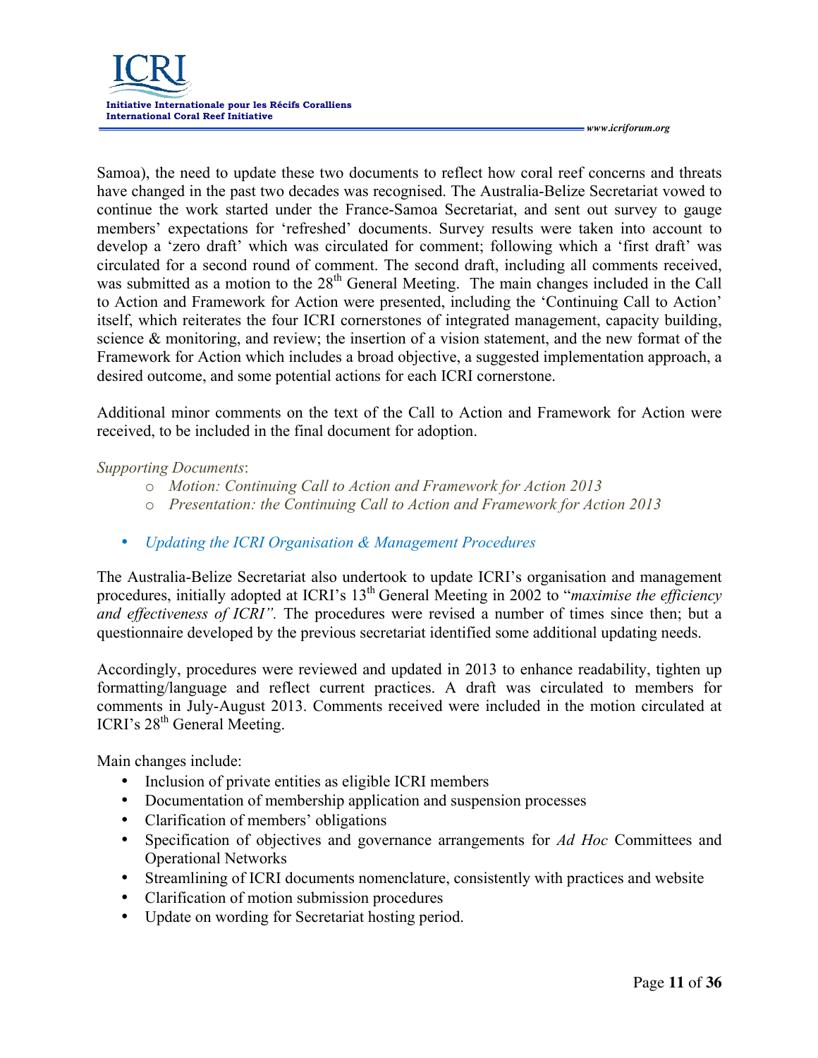Samoa), the need to update these two documents to reflect how coral reef concerns and threats have changed in the past two decades was recognised. The Australia-Belize Secretariat vowed to continue the work started under the France-Samoa Secretariat, and sent out survey to gauge members' expectations for 'refreshed' documents. Survey results were taken into account to develop a 'zero draft' which was circulated for comment; following which a 'first draft' was circulated for a second round of comment. The second draft, including all comments received, was submitted as a motion to the 28th General Meeting. The main changes included in the Call to Action and Framework for Action were presented, including the 'Continuing Call to Action' itself, which reiterates the four ICRI cornerstones of integrated management, capacity building, science & monitoring, and review; the insertion of a vision statement, and the new format of the Framework for Action which includes a broad objective, a suggested implementation approach, a desired outcome, and some potential actions for each ICRI cornerstone.

Additional minor comments on the text of the Call to Action and Framework for Action were received, to be included in the final document for adoption.

*Supporting Documents*:

- *Motion: Continuing Call to Action and Framework for Action 2013*
- *Presentation: the Continuing Call to Action and Framework for Action 2013*

- *Updating the ICRI Organisation & Management Procedures*

The Australia-Belize Secretariat also undertook to update ICRI's organisation and management procedures, initially adopted at ICRI's 13th General Meeting in 2002 to "*maximise the efficiency and effectiveness of ICRI"*. The procedures were revised a number of times since then; but a questionnaire developed by the previous secretariat identified some additional updating needs.

Accordingly, procedures were reviewed and updated in 2013 to enhance readability, tighten up formatting/language and reflect current practices. A draft was circulated to members for comments in July-August 2013. Comments received were included in the motion circulated at ICRI's 28th General Meeting.

Main changes include:

- Inclusion of private entities as eligible ICRI members
- Documentation of membership application and suspension processes
- Clarification of members' obligations
- Specification of objectives and governance arrangements for *Ad Hoc* Committees and Operational Networks
- Streamlining of ICRI documents nomenclature, consistently with practices and website
- Clarification of motion submission procedures
- Update on wording for Secretariat hosting period.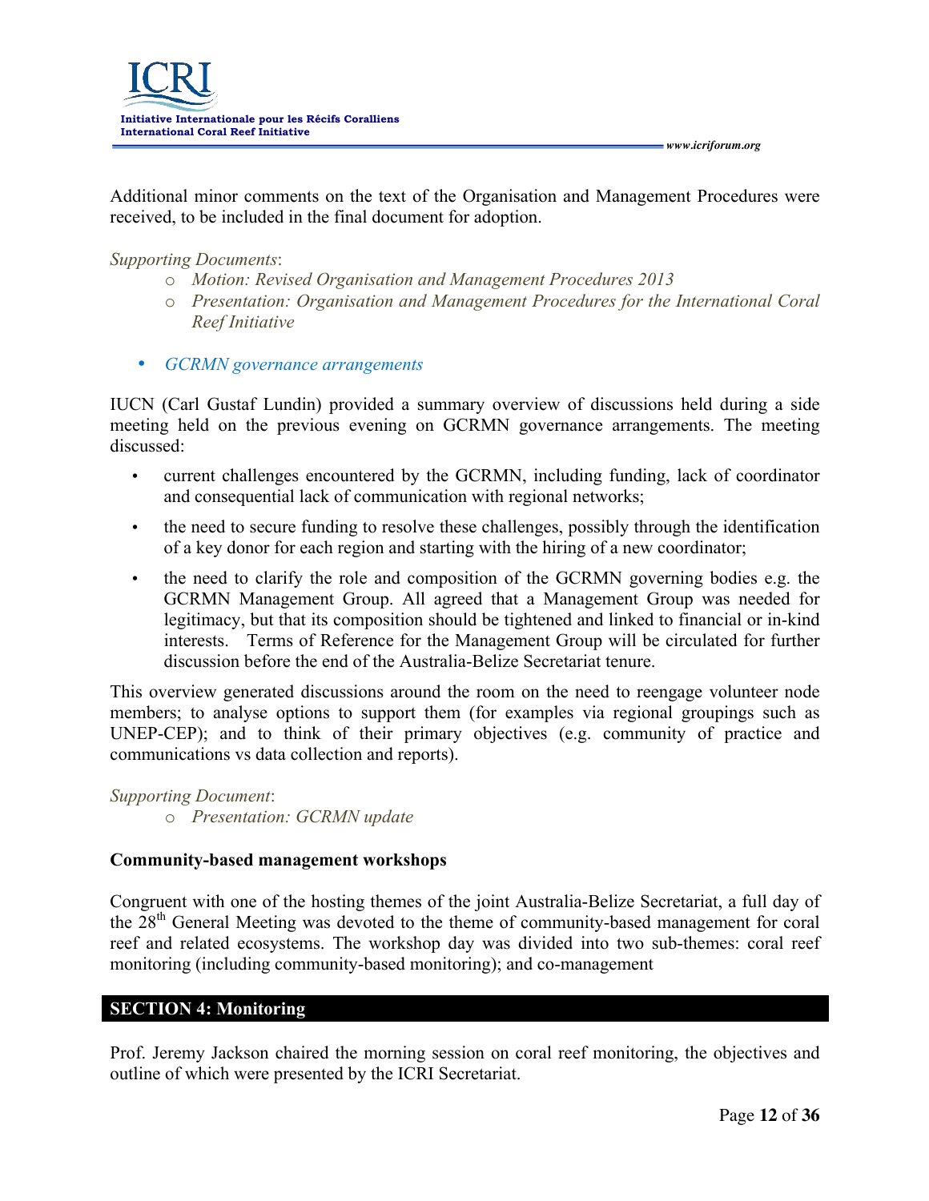Additional minor comments on the text of the Organisation and Management Procedures were received, to be included in the final document for adoption.

*Supporting Documents*:

- *Motion: Revised Organisation and Management Procedures 2013*
- *Presentation: Organisation and Management Procedures for the International Coral Reef Initiative*

- *GCRMN governance arrangements*

IUCN (Carl Gustaf Lundin) provided a summary overview of discussions held during a side meeting held on the previous evening on GCRMN governance arrangements. The meeting discussed:

- current challenges encountered by the GCRMN, including funding, lack of coordinator and consequential lack of communication with regional networks;
- the need to secure funding to resolve these challenges, possibly through the identification of a key donor for each region and starting with the hiring of a new coordinator;
- the need to clarify the role and composition of the GCRMN governing bodies e.g. the GCRMN Management Group. All agreed that a Management Group was needed for legitimacy, but that its composition should be tightened and linked to financial or in-kind interests. Terms of Reference for the Management Group will be circulated for further discussion before the end of the Australia-Belize Secretariat tenure.

This overview generated discussions around the room on the need to reengage volunteer node members; to analyse options to support them (for examples via regional groupings such as UNEP-CEP); and to think of their primary objectives (e.g. community of practice and communications vs data collection and reports).

*Supporting Document*:

- *Presentation: GCRMN update*

**Community-based management workshops**

Congruent with one of the hosting themes of the joint Australia-Belize Secretariat, a full day of the 28th General Meeting was devoted to the theme of community-based management for coral reef and related ecosystems. The workshop day was divided into two sub-themes: coral reef monitoring (including community-based monitoring); and co-management

## SECTION 4: Monitoring

Prof. Jeremy Jackson chaired the morning session on coral reef monitoring, the objectives and outline of which were presented by the ICRI Secretariat.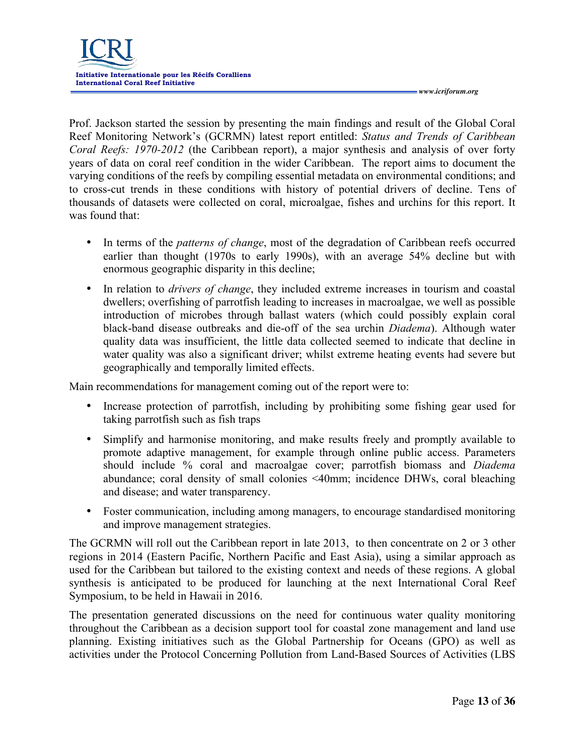Prof. Jackson started the session by presenting the main findings and result of the Global Coral Reef Monitoring Network's (GCRMN) latest report entitled: *Status and Trends of Caribbean Coral Reefs: 1970-2012* (the Caribbean report), a major synthesis and analysis of over forty years of data on coral reef condition in the wider Caribbean. The report aims to document the varying conditions of the reefs by compiling essential metadata on environmental conditions; and to cross-cut trends in these conditions with history of potential drivers of decline. Tens of thousands of datasets were collected on coral, microalgae, fishes and urchins for this report. It was found that:

- In terms of the *patterns of change*, most of the degradation of Caribbean reefs occurred earlier than thought (1970s to early 1990s), with an average 54% decline but with enormous geographic disparity in this decline;
- In relation to *drivers of change*, they included extreme increases in tourism and coastal dwellers; overfishing of parrotfish leading to increases in macroalgae, we well as possible introduction of microbes through ballast waters (which could possibly explain coral black-band disease outbreaks and die-off of the sea urchin *Diadema*). Although water quality data was insufficient, the little data collected seemed to indicate that decline in water quality was also a significant driver; whilst extreme heating events had severe but geographically and temporally limited effects.

Main recommendations for management coming out of the report were to:

- Increase protection of parrotfish, including by prohibiting some fishing gear used for taking parrotfish such as fish traps
- Simplify and harmonise monitoring, and make results freely and promptly available to promote adaptive management, for example through online public access. Parameters should include % coral and macroalgae cover; parrotfish biomass and *Diadema* abundance; coral density of small colonies <40mm; incidence DHWs, coral bleaching and disease; and water transparency.
- Foster communication, including among managers, to encourage standardised monitoring and improve management strategies.

The GCRMN will roll out the Caribbean report in late 2013, to then concentrate on 2 or 3 other regions in 2014 (Eastern Pacific, Northern Pacific and East Asia), using a similar approach as used for the Caribbean but tailored to the existing context and needs of these regions. A global synthesis is anticipated to be produced for launching at the next International Coral Reef Symposium, to be held in Hawaii in 2016.

The presentation generated discussions on the need for continuous water quality monitoring throughout the Caribbean as a decision support tool for coastal zone management and land use planning. Existing initiatives such as the Global Partnership for Oceans (GPO) as well as activities under the Protocol Concerning Pollution from Land-Based Sources of Activities (LBS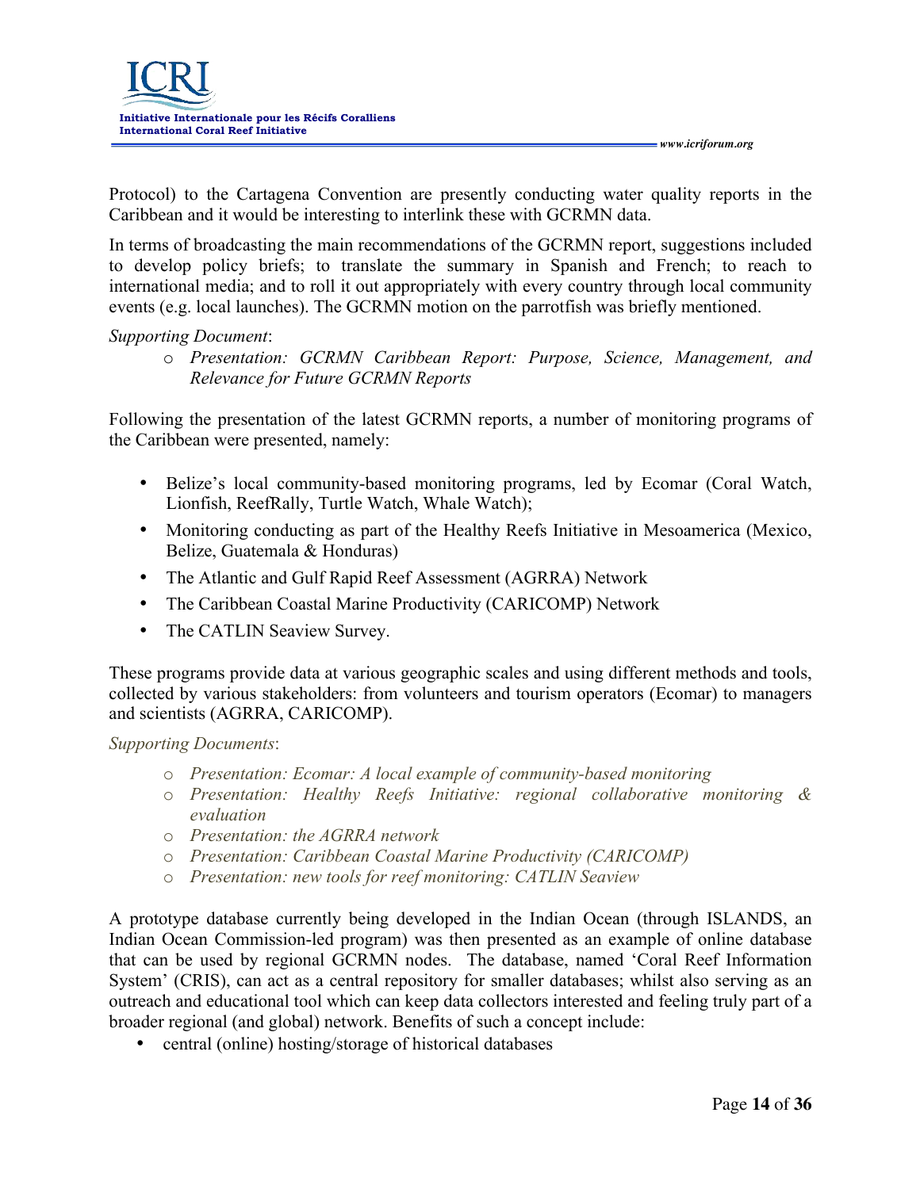Protocol) to the Cartagena Convention are presently conducting water quality reports in the Caribbean and it would be interesting to interlink these with GCRMN data.

In terms of broadcasting the main recommendations of the GCRMN report, suggestions included to develop policy briefs; to translate the summary in Spanish and French; to reach to international media; and to roll it out appropriately with every country through local community events (e.g. local launches). The GCRMN motion on the parrotfish was briefly mentioned.

*Supporting Document*:

- *Presentation: GCRMN Caribbean Report: Purpose, Science, Management, and Relevance for Future GCRMN Reports*

Following the presentation of the latest GCRMN reports, a number of monitoring programs of the Caribbean were presented, namely:

- Belize's local community-based monitoring programs, led by Ecomar (Coral Watch, Lionfish, ReefRally, Turtle Watch, Whale Watch);
- Monitoring conducting as part of the Healthy Reefs Initiative in Mesoamerica (Mexico, Belize, Guatemala & Honduras)
- The Atlantic and Gulf Rapid Reef Assessment (AGRRA) Network
- The Caribbean Coastal Marine Productivity (CARICOMP) Network
- The CATLIN Seaview Survey.

These programs provide data at various geographic scales and using different methods and tools, collected by various stakeholders: from volunteers and tourism operators (Ecomar) to managers and scientists (AGRRA, CARICOMP).

*Supporting Documents*:

- *Presentation: Ecomar: A local example of community-based monitoring*
- *Presentation: Healthy Reefs Initiative: regional collaborative monitoring & evaluation*
- *Presentation: the AGRRA network*
- *Presentation: Caribbean Coastal Marine Productivity (CARICOMP)*
- *Presentation: new tools for reef monitoring: CATLIN Seaview*

A prototype database currently being developed in the Indian Ocean (through ISLANDS, an Indian Ocean Commission-led program) was then presented as an example of online database that can be used by regional GCRMN nodes. The database, named 'Coral Reef Information System' (CRIS), can act as a central repository for smaller databases; whilst also serving as an outreach and educational tool which can keep data collectors interested and feeling truly part of a broader regional (and global) network. Benefits of such a concept include:

- central (online) hosting/storage of historical databases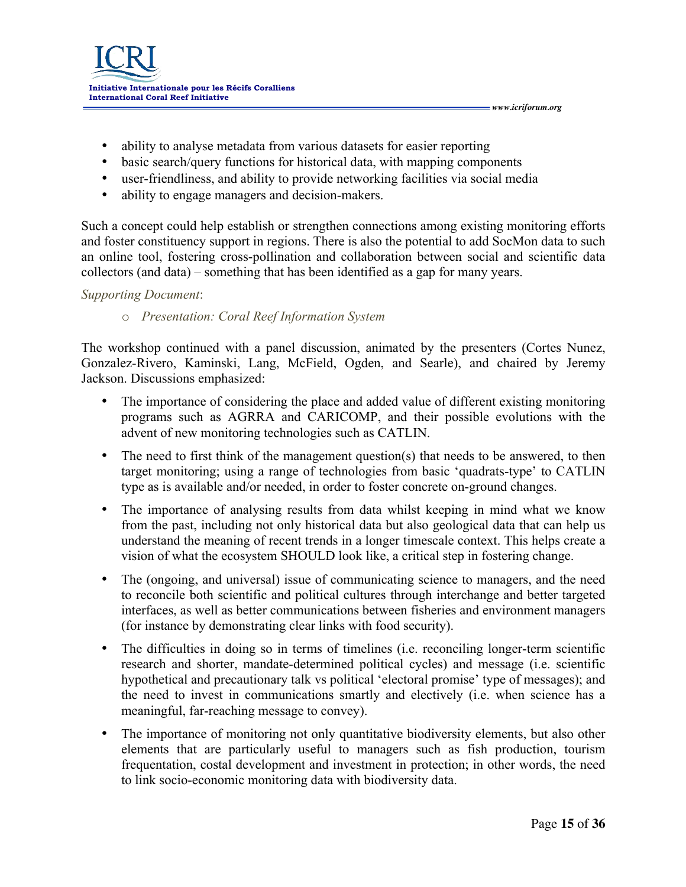- ability to analyse metadata from various datasets for easier reporting
- basic search/query functions for historical data, with mapping components
- user-friendliness, and ability to provide networking facilities via social media
- ability to engage managers and decision-makers.

Such a concept could help establish or strengthen connections among existing monitoring efforts and foster constituency support in regions. There is also the potential to add SocMon data to such an online tool, fostering cross-pollination and collaboration between social and scientific data collectors (and data) – something that has been identified as a gap for many years.

*Supporting Document*:

- *Presentation: Coral Reef Information System*

The workshop continued with a panel discussion, animated by the presenters (Cortes Nunez, Gonzalez-Rivero, Kaminski, Lang, McField, Ogden, and Searle), and chaired by Jeremy Jackson. Discussions emphasized:

- The importance of considering the place and added value of different existing monitoring programs such as AGRRA and CARICOMP, and their possible evolutions with the advent of new monitoring technologies such as CATLIN.
- The need to first think of the management question(s) that needs to be answered, to then target monitoring; using a range of technologies from basic 'quadrats-type' to CATLIN type as is available and/or needed, in order to foster concrete on-ground changes.
- The importance of analysing results from data whilst keeping in mind what we know from the past, including not only historical data but also geological data that can help us understand the meaning of recent trends in a longer timescale context. This helps create a vision of what the ecosystem SHOULD look like, a critical step in fostering change.
- The (ongoing, and universal) issue of communicating science to managers, and the need to reconcile both scientific and political cultures through interchange and better targeted interfaces, as well as better communications between fisheries and environment managers (for instance by demonstrating clear links with food security).
- The difficulties in doing so in terms of timelines (i.e. reconciling longer-term scientific research and shorter, mandate-determined political cycles) and message (i.e. scientific hypothetical and precautionary talk vs political 'electoral promise' type of messages); and the need to invest in communications smartly and electively (i.e. when science has a meaningful, far-reaching message to convey).
- The importance of monitoring not only quantitative biodiversity elements, but also other elements that are particularly useful to managers such as fish production, tourism frequentation, costal development and investment in protection; in other words, the need to link socio-economic monitoring data with biodiversity data.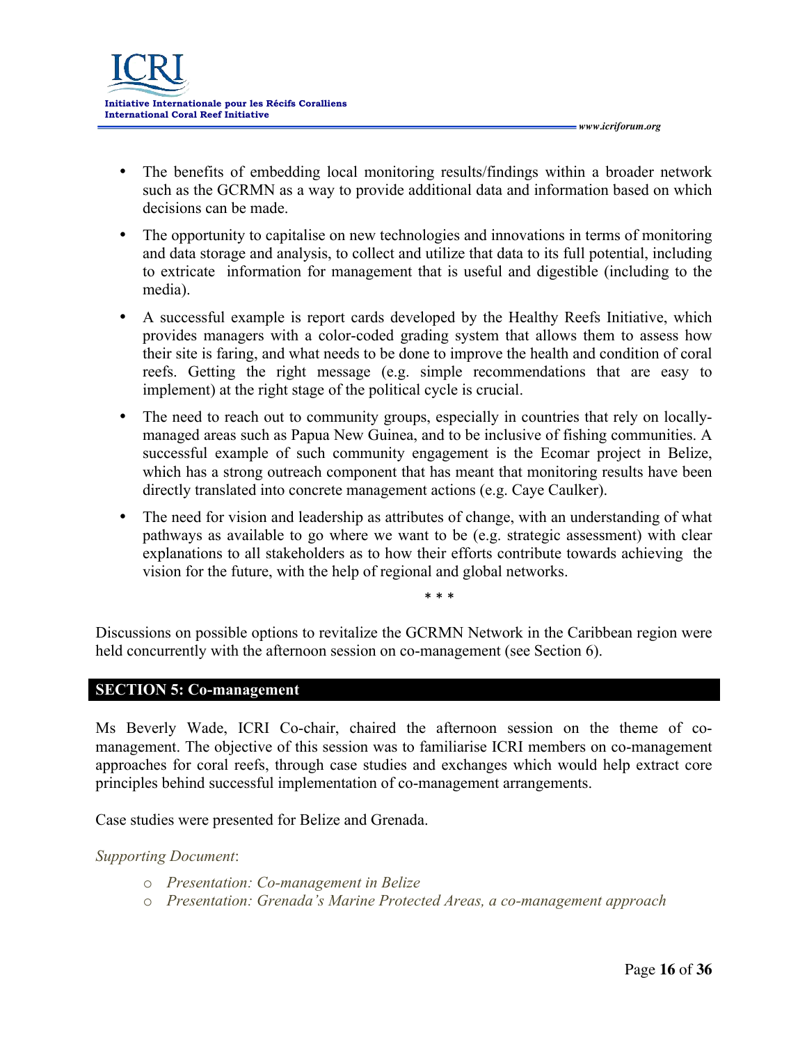- The benefits of embedding local monitoring results/findings within a broader network such as the GCRMN as a way to provide additional data and information based on which decisions can be made.
- The opportunity to capitalise on new technologies and innovations in terms of monitoring and data storage and analysis, to collect and utilize that data to its full potential, including to extricate information for management that is useful and digestible (including to the media).
- A successful example is report cards developed by the Healthy Reefs Initiative, which provides managers with a color-coded grading system that allows them to assess how their site is faring, and what needs to be done to improve the health and condition of coral reefs. Getting the right message (e.g. simple recommendations that are easy to implement) at the right stage of the political cycle is crucial.
- The need to reach out to community groups, especially in countries that rely on locally-managed areas such as Papua New Guinea, and to be inclusive of fishing communities. A successful example of such community engagement is the Ecomar project in Belize, which has a strong outreach component that has meant that monitoring results have been directly translated into concrete management actions (e.g. Caye Caulker).
- The need for vision and leadership as attributes of change, with an understanding of what pathways as available to go where we want to be (e.g. strategic assessment) with clear explanations to all stakeholders as to how their efforts contribute towards achieving the vision for the future, with the help of regional and global networks.

\* \* \*

Discussions on possible options to revitalize the GCRMN Network in the Caribbean region were held concurrently with the afternoon session on co-management (see Section 6).

## SECTION 5: Co-management

Ms Beverly Wade, ICRI Co-chair, chaired the afternoon session on the theme of co-management. The objective of this session was to familiarise ICRI members on co-management approaches for coral reefs, through case studies and exchanges which would help extract core principles behind successful implementation of co-management arrangements.

Case studies were presented for Belize and Grenada.

*Supporting Document*:

- *Presentation: Co-management in Belize*
- *Presentation: Grenada's Marine Protected Areas, a co-management approach*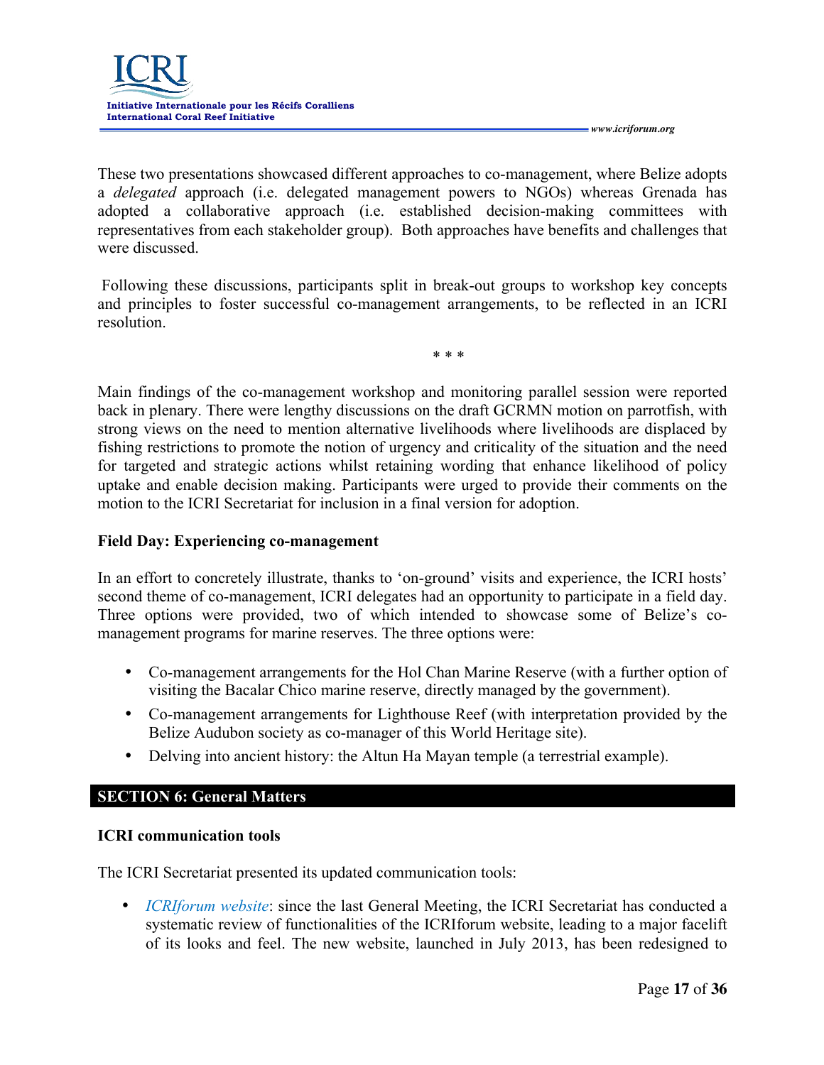These two presentations showcased different approaches to co-management, where Belize adopts a *delegated* approach (i.e. delegated management powers to NGOs) whereas Grenada has adopted a collaborative approach (i.e. established decision-making committees with representatives from each stakeholder group). Both approaches have benefits and challenges that were discussed.

Following these discussions, participants split in break-out groups to workshop key concepts and principles to foster successful co-management arrangements, to be reflected in an ICRI resolution.

\* \* \*

Main findings of the co-management workshop and monitoring parallel session were reported back in plenary. There were lengthy discussions on the draft GCRMN motion on parrotfish, with strong views on the need to mention alternative livelihoods where livelihoods are displaced by fishing restrictions to promote the notion of urgency and criticality of the situation and the need for targeted and strategic actions whilst retaining wording that enhance likelihood of policy uptake and enable decision making. Participants were urged to provide their comments on the motion to the ICRI Secretariat for inclusion in a final version for adoption.

**Field Day: Experiencing co-management**

In an effort to concretely illustrate, thanks to 'on-ground' visits and experience, the ICRI hosts' second theme of co-management, ICRI delegates had an opportunity to participate in a field day. Three options were provided, two of which intended to showcase some of Belize's co-management programs for marine reserves. The three options were:

- Co-management arrangements for the Hol Chan Marine Reserve (with a further option of visiting the Bacalar Chico marine reserve, directly managed by the government).
- Co-management arrangements for Lighthouse Reef (with interpretation provided by the Belize Audubon society as co-manager of this World Heritage site).
- Delving into ancient history: the Altun Ha Mayan temple (a terrestrial example).

## SECTION 6: General Matters

**ICRI communication tools**

The ICRI Secretariat presented its updated communication tools:

- *ICRIforum website*: since the last General Meeting, the ICRI Secretariat has conducted a systematic review of functionalities of the ICRIforum website, leading to a major facelift of its looks and feel. The new website, launched in July 2013, has been redesigned to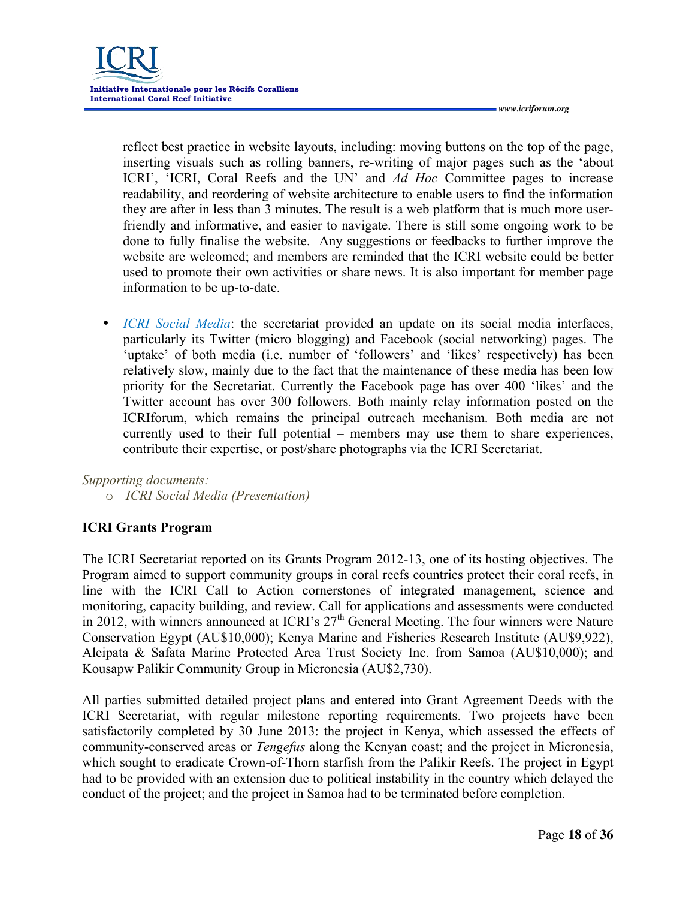reflect best practice in website layouts, including: moving buttons on the top of the page, inserting visuals such as rolling banners, re-writing of major pages such as the 'about ICRI', 'ICRI, Coral Reefs and the UN' and *Ad Hoc* Committee pages to increase readability, and reordering of website architecture to enable users to find the information they are after in less than 3 minutes. The result is a web platform that is much more user-friendly and informative, and easier to navigate. There is still some ongoing work to be done to fully finalise the website. Any suggestions or feedbacks to further improve the website are welcomed; and members are reminded that the ICRI website could be better used to promote their own activities or share news. It is also important for member page information to be up-to-date.

- *ICRI Social Media*: the secretariat provided an update on its social media interfaces, particularly its Twitter (micro blogging) and Facebook (social networking) pages. The 'uptake' of both media (i.e. number of 'followers' and 'likes' respectively) has been relatively slow, mainly due to the fact that the maintenance of these media has been low priority for the Secretariat. Currently the Facebook page has over 400 'likes' and the Twitter account has over 300 followers. Both mainly relay information posted on the ICRIforum, which remains the principal outreach mechanism. Both media are not currently used to their full potential – members may use them to share experiences, contribute their expertise, or post/share photographs via the ICRI Secretariat.

*Supporting documents:*

- *ICRI Social Media (Presentation)*

**ICRI Grants Program**

The ICRI Secretariat reported on its Grants Program 2012-13, one of its hosting objectives. The Program aimed to support community groups in coral reefs countries protect their coral reefs, in line with the ICRI Call to Action cornerstones of integrated management, science and monitoring, capacity building, and review. Call for applications and assessments were conducted in 2012, with winners announced at ICRI's 27th General Meeting. The four winners were Nature Conservation Egypt (AU$10,000); Kenya Marine and Fisheries Research Institute (AU$9,922), Aleipata & Safata Marine Protected Area Trust Society Inc. from Samoa (AU$10,000); and Kousapw Palikir Community Group in Micronesia (AU$2,730).

All parties submitted detailed project plans and entered into Grant Agreement Deeds with the ICRI Secretariat, with regular milestone reporting requirements. Two projects have been satisfactorily completed by 30 June 2013: the project in Kenya, which assessed the effects of community-conserved areas or *Tengefus* along the Kenyan coast; and the project in Micronesia, which sought to eradicate Crown-of-Thorn starfish from the Palikir Reefs. The project in Egypt had to be provided with an extension due to political instability in the country which delayed the conduct of the project; and the project in Samoa had to be terminated before completion.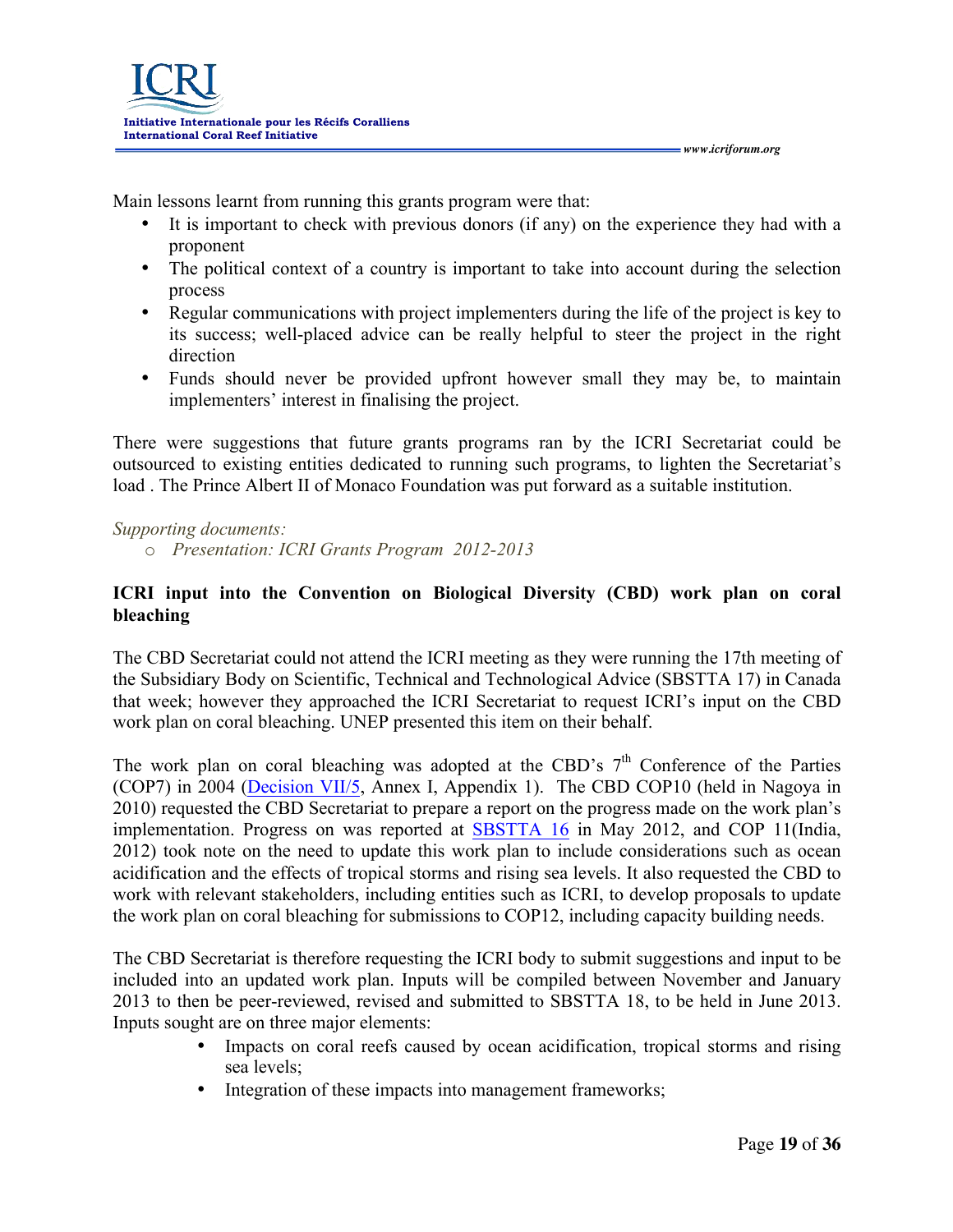Main lessons learnt from running this grants program were that:

- It is important to check with previous donors (if any) on the experience they had with a proponent
- The political context of a country is important to take into account during the selection process
- Regular communications with project implementers during the life of the project is key to its success; well-placed advice can be really helpful to steer the project in the right direction
- Funds should never be provided upfront however small they may be, to maintain implementers' interest in finalising the project.

There were suggestions that future grants programs ran by the ICRI Secretariat could be outsourced to existing entities dedicated to running such programs, to lighten the Secretariat's load . The Prince Albert II of Monaco Foundation was put forward as a suitable institution.

*Supporting documents:*

- *Presentation: ICRI Grants Program 2012-2013*

**ICRI input into the Convention on Biological Diversity (CBD) work plan on coral bleaching**

The CBD Secretariat could not attend the ICRI meeting as they were running the 17th meeting of the Subsidiary Body on Scientific, Technical and Technological Advice (SBSTTA 17) in Canada that week; however they approached the ICRI Secretariat to request ICRI's input on the CBD work plan on coral bleaching. UNEP presented this item on their behalf.

The work plan on coral bleaching was adopted at the CBD's 7th Conference of the Parties (COP7) in 2004 (Decision VII/5, Annex I, Appendix 1). The CBD COP10 (held in Nagoya in 2010) requested the CBD Secretariat to prepare a report on the progress made on the work plan's implementation. Progress on was reported at SBSTTA 16 in May 2012, and COP 11(India, 2012) took note on the need to update this work plan to include considerations such as ocean acidification and the effects of tropical storms and rising sea levels. It also requested the CBD to work with relevant stakeholders, including entities such as ICRI, to develop proposals to update the work plan on coral bleaching for submissions to COP12, including capacity building needs.

The CBD Secretariat is therefore requesting the ICRI body to submit suggestions and input to be included into an updated work plan. Inputs will be compiled between November and January 2013 to then be peer-reviewed, revised and submitted to SBSTTA 18, to be held in June 2013. Inputs sought are on three major elements:

- Impacts on coral reefs caused by ocean acidification, tropical storms and rising sea levels;
- Integration of these impacts into management frameworks;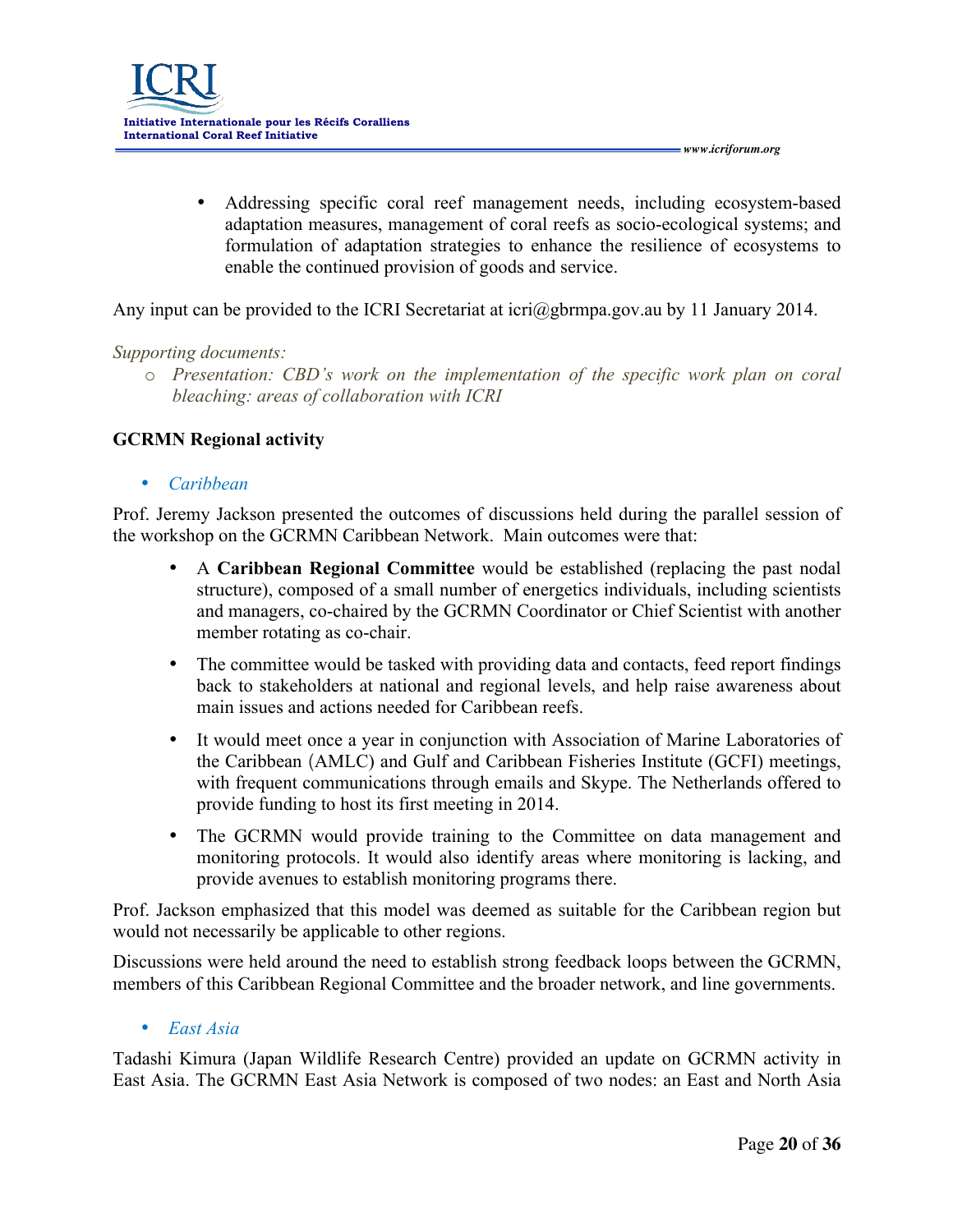- Addressing specific coral reef management needs, including ecosystem-based adaptation measures, management of coral reefs as socio-ecological systems; and formulation of adaptation strategies to enhance the resilience of ecosystems to enable the continued provision of goods and service.

Any input can be provided to the ICRI Secretariat at icri@gbrmpa.gov.au by 11 January 2014.

*Supporting documents:*

- *Presentation: CBD's work on the implementation of the specific work plan on coral bleaching: areas of collaboration with ICRI*

**GCRMN Regional activity**

- *Caribbean*

Prof. Jeremy Jackson presented the outcomes of discussions held during the parallel session of the workshop on the GCRMN Caribbean Network. Main outcomes were that:

- A **Caribbean Regional Committee** would be established (replacing the past nodal structure), composed of a small number of energetics individuals, including scientists and managers, co-chaired by the GCRMN Coordinator or Chief Scientist with another member rotating as co-chair.
- The committee would be tasked with providing data and contacts, feed report findings back to stakeholders at national and regional levels, and help raise awareness about main issues and actions needed for Caribbean reefs.
- It would meet once a year in conjunction with Association of Marine Laboratories of the Caribbean (AMLC) and Gulf and Caribbean Fisheries Institute (GCFI) meetings, with frequent communications through emails and Skype. The Netherlands offered to provide funding to host its first meeting in 2014.
- The GCRMN would provide training to the Committee on data management and monitoring protocols. It would also identify areas where monitoring is lacking, and provide avenues to establish monitoring programs there.

Prof. Jackson emphasized that this model was deemed as suitable for the Caribbean region but would not necessarily be applicable to other regions.

Discussions were held around the need to establish strong feedback loops between the GCRMN, members of this Caribbean Regional Committee and the broader network, and line governments.

- *East Asia*

Tadashi Kimura (Japan Wildlife Research Centre) provided an update on GCRMN activity in East Asia. The GCRMN East Asia Network is composed of two nodes: an East and North Asia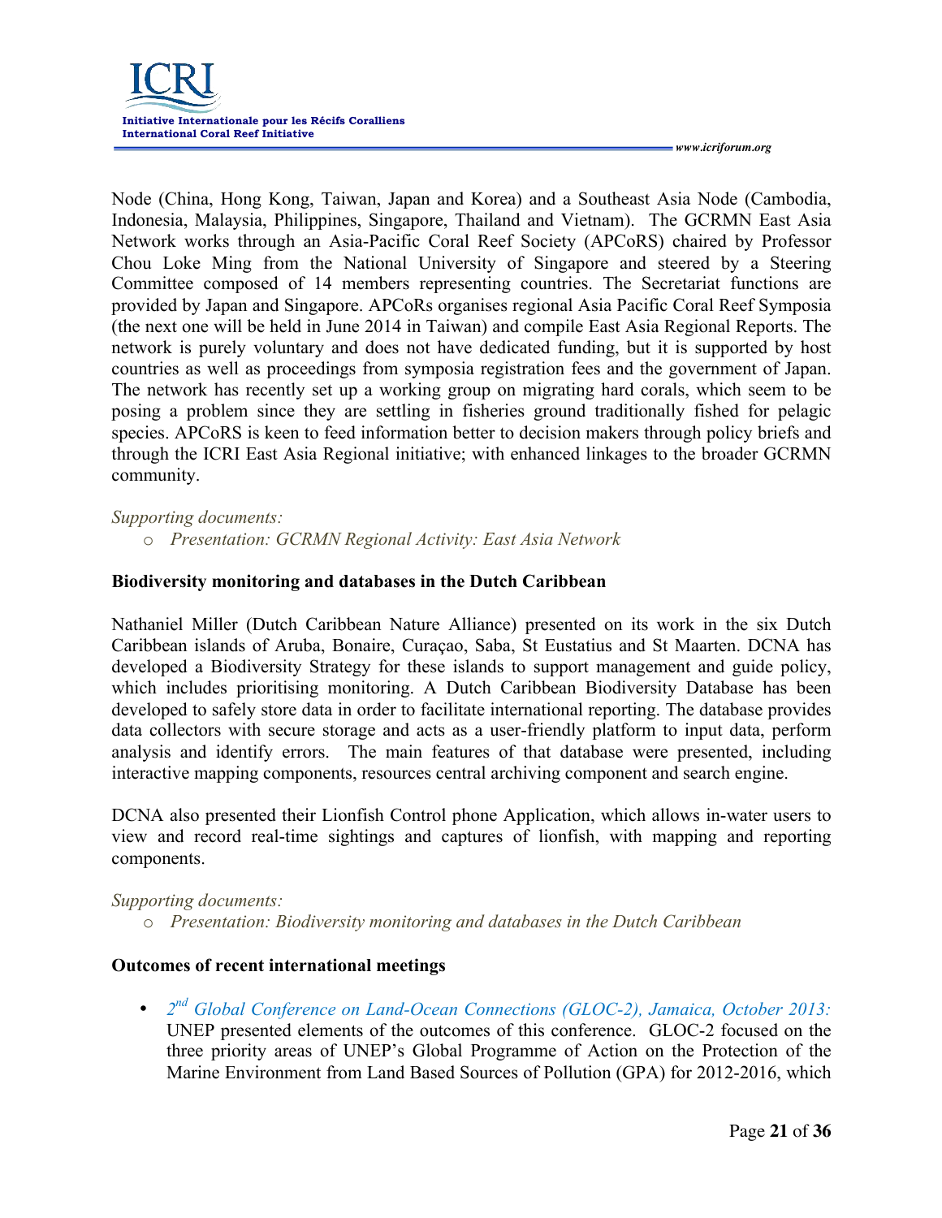Node (China, Hong Kong, Taiwan, Japan and Korea) and a Southeast Asia Node (Cambodia, Indonesia, Malaysia, Philippines, Singapore, Thailand and Vietnam). The GCRMN East Asia Network works through an Asia-Pacific Coral Reef Society (APCoRS) chaired by Professor Chou Loke Ming from the National University of Singapore and steered by a Steering Committee composed of 14 members representing countries. The Secretariat functions are provided by Japan and Singapore. APCoRs organises regional Asia Pacific Coral Reef Symposia (the next one will be held in June 2014 in Taiwan) and compile East Asia Regional Reports. The network is purely voluntary and does not have dedicated funding, but it is supported by host countries as well as proceedings from symposia registration fees and the government of Japan. The network has recently set up a working group on migrating hard corals, which seem to be posing a problem since they are settling in fisheries ground traditionally fished for pelagic species. APCoRS is keen to feed information better to decision makers through policy briefs and through the ICRI East Asia Regional initiative; with enhanced linkages to the broader GCRMN community.

*Supporting documents:*

- *Presentation: GCRMN Regional Activity: East Asia Network*

**Biodiversity monitoring and databases in the Dutch Caribbean**

Nathaniel Miller (Dutch Caribbean Nature Alliance) presented on its work in the six Dutch Caribbean islands of Aruba, Bonaire, Curaçao, Saba, St Eustatius and St Maarten. DCNA has developed a Biodiversity Strategy for these islands to support management and guide policy, which includes prioritising monitoring. A Dutch Caribbean Biodiversity Database has been developed to safely store data in order to facilitate international reporting. The database provides data collectors with secure storage and acts as a user-friendly platform to input data, perform analysis and identify errors. The main features of that database were presented, including interactive mapping components, resources central archiving component and search engine.

DCNA also presented their Lionfish Control phone Application, which allows in-water users to view and record real-time sightings and captures of lionfish, with mapping and reporting components.

*Supporting documents:*

- *Presentation: Biodiversity monitoring and databases in the Dutch Caribbean*

**Outcomes of recent international meetings**

- *2nd Global Conference on Land-Ocean Connections (GLOC-2), Jamaica, October 2013:* UNEP presented elements of the outcomes of this conference. GLOC-2 focused on the three priority areas of UNEP's Global Programme of Action on the Protection of the Marine Environment from Land Based Sources of Pollution (GPA) for 2012-2016, which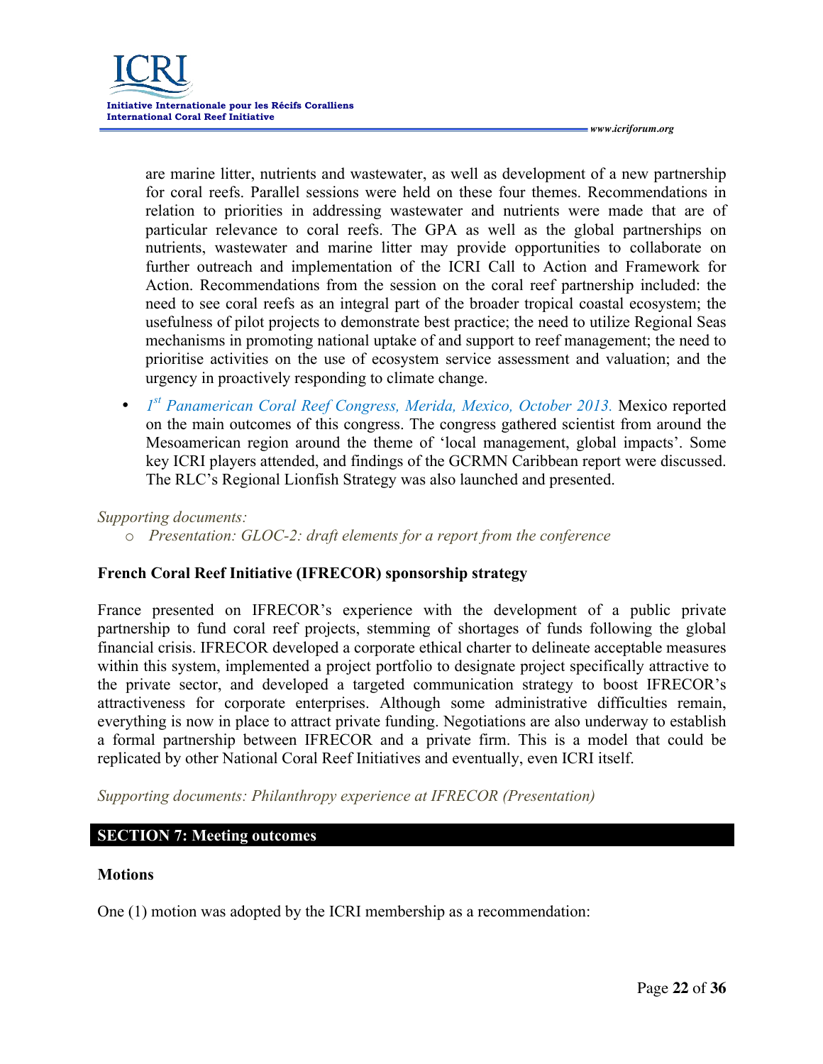are marine litter, nutrients and wastewater, as well as development of a new partnership for coral reefs. Parallel sessions were held on these four themes. Recommendations in relation to priorities in addressing wastewater and nutrients were made that are of particular relevance to coral reefs. The GPA as well as the global partnerships on nutrients, wastewater and marine litter may provide opportunities to collaborate on further outreach and implementation of the ICRI Call to Action and Framework for Action. Recommendations from the session on the coral reef partnership included: the need to see coral reefs as an integral part of the broader tropical coastal ecosystem; the usefulness of pilot projects to demonstrate best practice; the need to utilize Regional Seas mechanisms in promoting national uptake of and support to reef management; the need to prioritise activities on the use of ecosystem service assessment and valuation; and the urgency in proactively responding to climate change.

- *1st Panamerican Coral Reef Congress, Merida, Mexico, October 2013.* Mexico reported on the main outcomes of this congress. The congress gathered scientist from around the Mesoamerican region around the theme of 'local management, global impacts'. Some key ICRI players attended, and findings of the GCRMN Caribbean report were discussed. The RLC's Regional Lionfish Strategy was also launched and presented.

*Supporting documents:*

- *Presentation: GLOC-2: draft elements for a report from the conference*

**French Coral Reef Initiative (IFRECOR) sponsorship strategy**

France presented on IFRECOR's experience with the development of a public private partnership to fund coral reef projects, stemming of shortages of funds following the global financial crisis. IFRECOR developed a corporate ethical charter to delineate acceptable measures within this system, implemented a project portfolio to designate project specifically attractive to the private sector, and developed a targeted communication strategy to boost IFRECOR's attractiveness for corporate enterprises. Although some administrative difficulties remain, everything is now in place to attract private funding. Negotiations are also underway to establish a formal partnership between IFRECOR and a private firm. This is a model that could be replicated by other National Coral Reef Initiatives and eventually, even ICRI itself.

*Supporting documents: Philanthropy experience at IFRECOR (Presentation)*

## SECTION 7: Meeting outcomes

**Motions**

One (1) motion was adopted by the ICRI membership as a recommendation: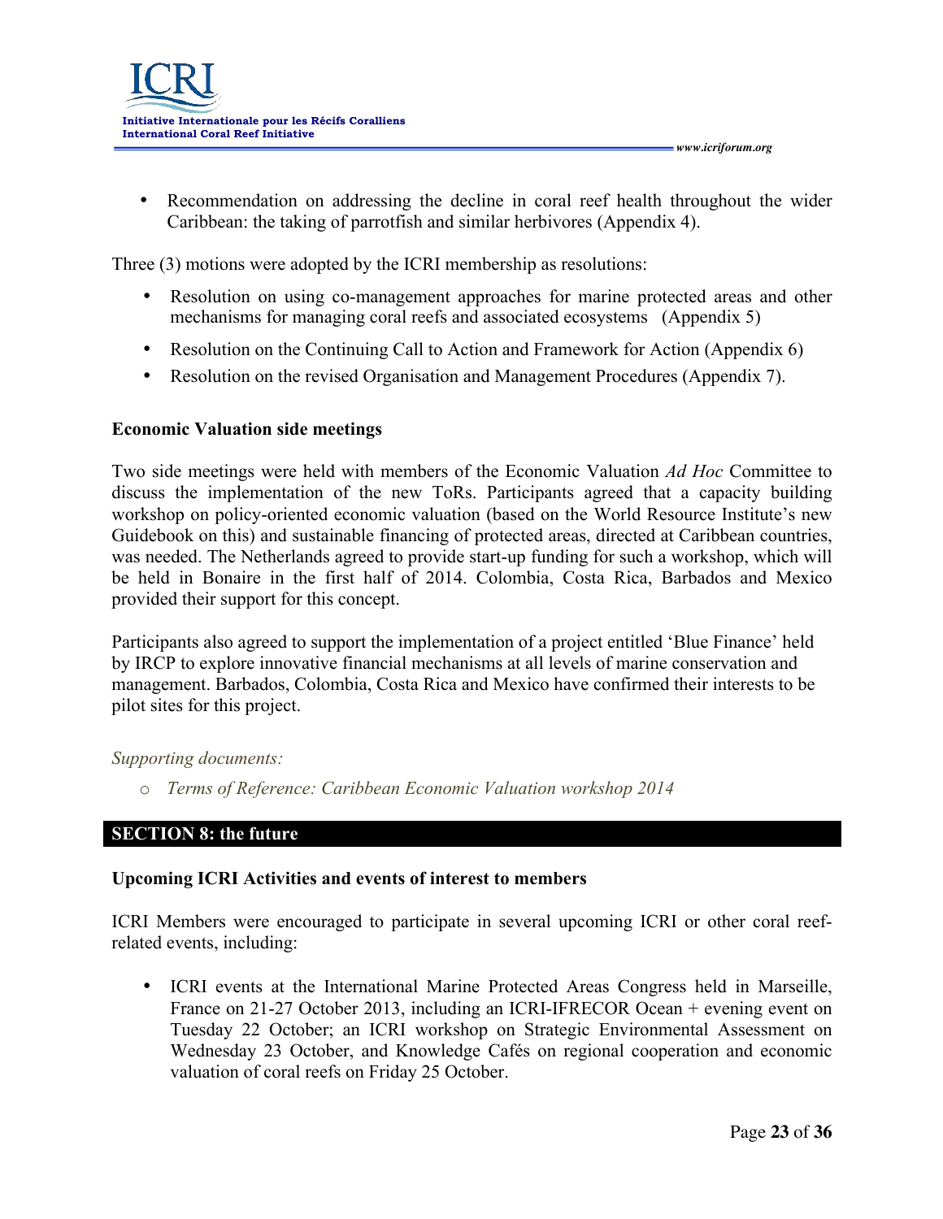- Recommendation on addressing the decline in coral reef health throughout the wider Caribbean: the taking of parrotfish and similar herbivores (Appendix 4).

Three (3) motions were adopted by the ICRI membership as resolutions:

- Resolution on using co-management approaches for marine protected areas and other mechanisms for managing coral reefs and associated ecosystems (Appendix 5)
- Resolution on the Continuing Call to Action and Framework for Action (Appendix 6)
- Resolution on the revised Organisation and Management Procedures (Appendix 7).

**Economic Valuation side meetings**

Two side meetings were held with members of the Economic Valuation *Ad Hoc* Committee to discuss the implementation of the new ToRs. Participants agreed that a capacity building workshop on policy-oriented economic valuation (based on the World Resource Institute's new Guidebook on this) and sustainable financing of protected areas, directed at Caribbean countries, was needed. The Netherlands agreed to provide start-up funding for such a workshop, which will be held in Bonaire in the first half of 2014. Colombia, Costa Rica, Barbados and Mexico provided their support for this concept.

Participants also agreed to support the implementation of a project entitled 'Blue Finance' held by IRCP to explore innovative financial mechanisms at all levels of marine conservation and management. Barbados, Colombia, Costa Rica and Mexico have confirmed their interests to be pilot sites for this project.

*Supporting documents:*

- *Terms of Reference: Caribbean Economic Valuation workshop 2014*

## SECTION 8: the future

**Upcoming ICRI Activities and events of interest to members**

ICRI Members were encouraged to participate in several upcoming ICRI or other coral reef-related events, including:

- ICRI events at the International Marine Protected Areas Congress held in Marseille, France on 21-27 October 2013, including an ICRI-IFRECOR Ocean + evening event on Tuesday 22 October; an ICRI workshop on Strategic Environmental Assessment on Wednesday 23 October, and Knowledge Cafés on regional cooperation and economic valuation of coral reefs on Friday 25 October.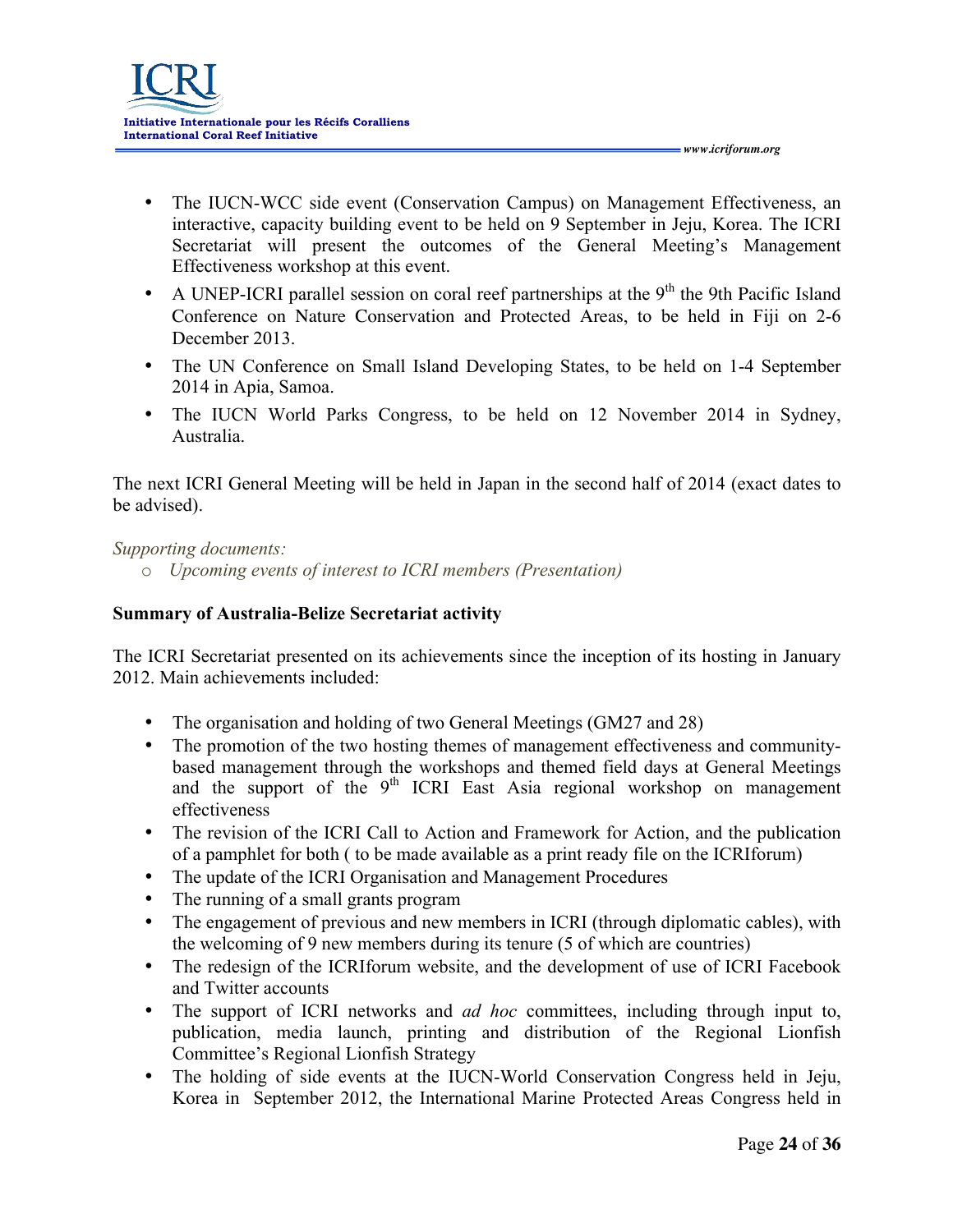- The IUCN-WCC side event (Conservation Campus) on Management Effectiveness, an interactive, capacity building event to be held on 9 September in Jeju, Korea. The ICRI Secretariat will present the outcomes of the General Meeting's Management Effectiveness workshop at this event.
- A UNEP-ICRI parallel session on coral reef partnerships at the 9th the 9th Pacific Island Conference on Nature Conservation and Protected Areas, to be held in Fiji on 2-6 December 2013.
- The UN Conference on Small Island Developing States, to be held on 1-4 September 2014 in Apia, Samoa.
- The IUCN World Parks Congress, to be held on 12 November 2014 in Sydney, Australia.

The next ICRI General Meeting will be held in Japan in the second half of 2014 (exact dates to be advised).

*Supporting documents:*

- *Upcoming events of interest to ICRI members (Presentation)*

**Summary of Australia-Belize Secretariat activity**

The ICRI Secretariat presented on its achievements since the inception of its hosting in January 2012. Main achievements included:

- The organisation and holding of two General Meetings (GM27 and 28)
- The promotion of the two hosting themes of management effectiveness and community-based management through the workshops and themed field days at General Meetings and the support of the 9th ICRI East Asia regional workshop on management effectiveness
- The revision of the ICRI Call to Action and Framework for Action, and the publication of a pamphlet for both ( to be made available as a print ready file on the ICRIforum)
- The update of the ICRI Organisation and Management Procedures
- The running of a small grants program
- The engagement of previous and new members in ICRI (through diplomatic cables), with the welcoming of 9 new members during its tenure (5 of which are countries)
- The redesign of the ICRIforum website, and the development of use of ICRI Facebook and Twitter accounts
- The support of ICRI networks and *ad hoc* committees, including through input to, publication, media launch, printing and distribution of the Regional Lionfish Committee's Regional Lionfish Strategy
- The holding of side events at the IUCN-World Conservation Congress held in Jeju, Korea in September 2012, the International Marine Protected Areas Congress held in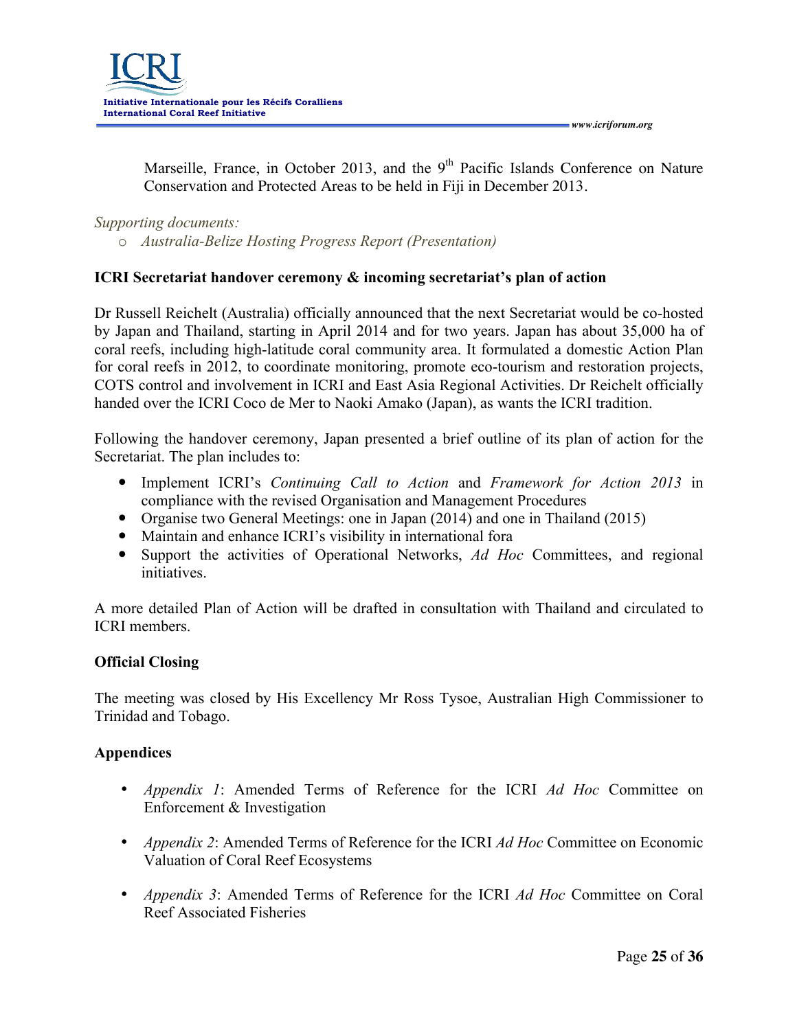Marseille, France, in October 2013, and the 9th Pacific Islands Conference on Nature Conservation and Protected Areas to be held in Fiji in December 2013.

*Supporting documents:*

- *Australia-Belize Hosting Progress Report (Presentation)*

**ICRI Secretariat handover ceremony & incoming secretariat's plan of action**

Dr Russell Reichelt (Australia) officially announced that the next Secretariat would be co-hosted by Japan and Thailand, starting in April 2014 and for two years. Japan has about 35,000 ha of coral reefs, including high-latitude coral community area. It formulated a domestic Action Plan for coral reefs in 2012, to coordinate monitoring, promote eco-tourism and restoration projects, COTS control and involvement in ICRI and East Asia Regional Activities. Dr Reichelt officially handed over the ICRI Coco de Mer to Naoki Amako (Japan), as wants the ICRI tradition.

Following the handover ceremony, Japan presented a brief outline of its plan of action for the Secretariat. The plan includes to:

- Implement ICRI's *Continuing Call to Action* and *Framework for Action 2013* in compliance with the revised Organisation and Management Procedures
- Organise two General Meetings: one in Japan (2014) and one in Thailand (2015)
- Maintain and enhance ICRI's visibility in international fora
- Support the activities of Operational Networks, *Ad Hoc* Committees, and regional initiatives.

A more detailed Plan of Action will be drafted in consultation with Thailand and circulated to ICRI members.

**Official Closing**

The meeting was closed by His Excellency Mr Ross Tysoe, Australian High Commissioner to Trinidad and Tobago.

**Appendices**

- *Appendix 1*: Amended Terms of Reference for the ICRI *Ad Hoc* Committee on Enforcement & Investigation
- *Appendix 2*: Amended Terms of Reference for the ICRI *Ad Hoc* Committee on Economic Valuation of Coral Reef Ecosystems
- *Appendix 3*: Amended Terms of Reference for the ICRI *Ad Hoc* Committee on Coral Reef Associated Fisheries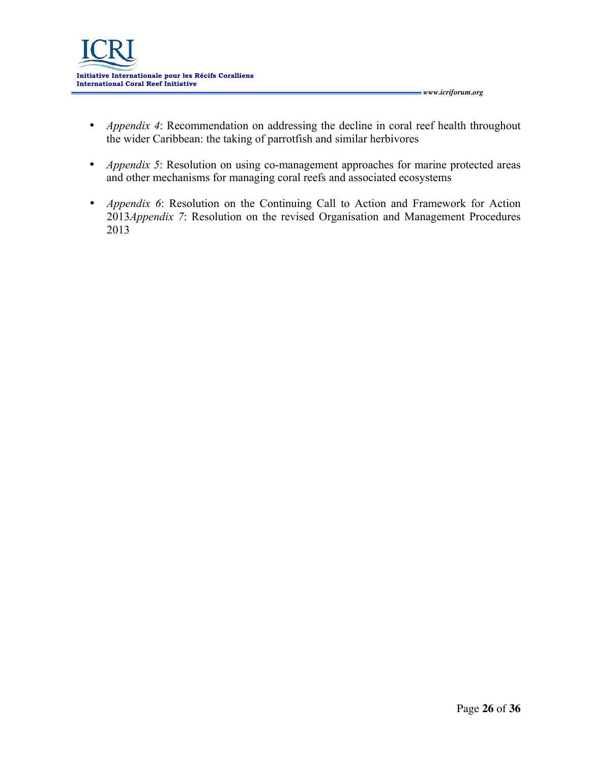- *Appendix 4*: Recommendation on addressing the decline in coral reef health throughout the wider Caribbean: the taking of parrotfish and similar herbivores

- *Appendix 5*: Resolution on using co-management approaches for marine protected areas and other mechanisms for managing coral reefs and associated ecosystems

- *Appendix 6*: Resolution on the Continuing Call to Action and Framework for Action 2013*Appendix 7*: Resolution on the revised Organisation and Management Procedures 2013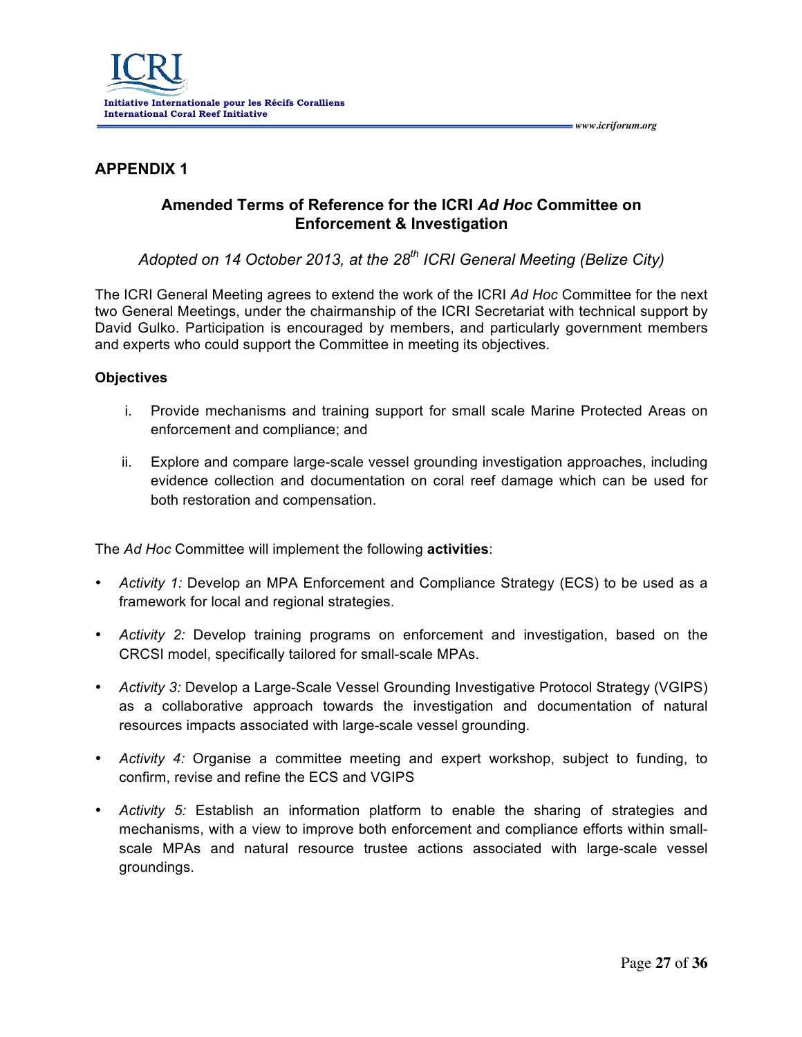## APPENDIX 1

### Amended Terms of Reference for the ICRI *Ad Hoc* Committee on Enforcement & Investigation

*Adopted on 14 October 2013, at the 28th ICRI General Meeting (Belize City)*

The ICRI General Meeting agrees to extend the work of the ICRI *Ad Hoc* Committee for the next two General Meetings, under the chairmanship of the ICRI Secretariat with technical support by David Gulko. Participation is encouraged by members, and particularly government members and experts who could support the Committee in meeting its objectives.

**Objectives**

i. Provide mechanisms and training support for small scale Marine Protected Areas on enforcement and compliance; and

ii. Explore and compare large-scale vessel grounding investigation approaches, including evidence collection and documentation on coral reef damage which can be used for both restoration and compensation.

The *Ad Hoc* Committee will implement the following **activities**:

- *Activity 1:* Develop an MPA Enforcement and Compliance Strategy (ECS) to be used as a framework for local and regional strategies.
- *Activity 2:* Develop training programs on enforcement and investigation, based on the CRCSI model, specifically tailored for small-scale MPAs.
- *Activity 3:* Develop a Large-Scale Vessel Grounding Investigative Protocol Strategy (VGIPS) as a collaborative approach towards the investigation and documentation of natural resources impacts associated with large-scale vessel grounding.
- *Activity 4:* Organise a committee meeting and expert workshop, subject to funding, to confirm, revise and refine the ECS and VGIPS
- *Activity 5:* Establish an information platform to enable the sharing of strategies and mechanisms, with a view to improve both enforcement and compliance efforts within small-scale MPAs and natural resource trustee actions associated with large-scale vessel groundings.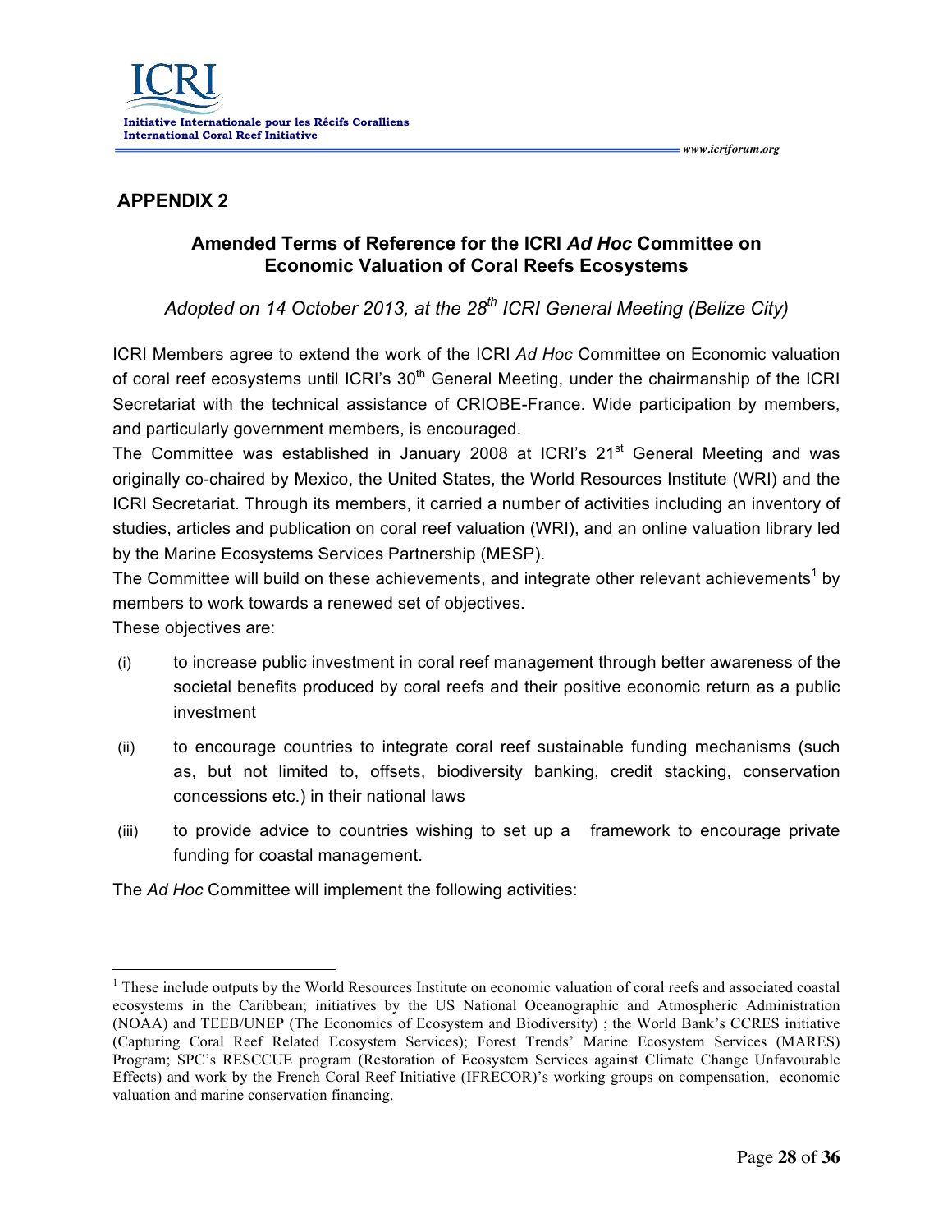## APPENDIX 2

### Amended Terms of Reference for the ICRI *Ad Hoc* Committee on Economic Valuation of Coral Reefs Ecosystems

*Adopted on 14 October 2013, at the 28th ICRI General Meeting (Belize City)*

ICRI Members agree to extend the work of the ICRI *Ad Hoc* Committee on Economic valuation of coral reef ecosystems until ICRI's 30th General Meeting, under the chairmanship of the ICRI Secretariat with the technical assistance of CRIOBE-France. Wide participation by members, and particularly government members, is encouraged.

The Committee was established in January 2008 at ICRI's 21st General Meeting and was originally co-chaired by Mexico, the United States, the World Resources Institute (WRI) and the ICRI Secretariat. Through its members, it carried a number of activities including an inventory of studies, articles and publication on coral reef valuation (WRI), and an online valuation library led by the Marine Ecosystems Services Partnership (MESP).

The Committee will build on these achievements, and integrate other relevant achievements[1] by members to work towards a renewed set of objectives.

These objectives are:

(i) to increase public investment in coral reef management through better awareness of the societal benefits produced by coral reefs and their positive economic return as a public investment

(ii) to encourage countries to integrate coral reef sustainable funding mechanisms (such as, but not limited to, offsets, biodiversity banking, credit stacking, conservation concessions etc.) in their national laws

(iii) to provide advice to countries wishing to set up a framework to encourage private funding for coastal management.

The *Ad Hoc* Committee will implement the following activities:

---

[1] These include outputs by the World Resources Institute on economic valuation of coral reefs and associated coastal ecosystems in the Caribbean; initiatives by the US National Oceanographic and Atmospheric Administration (NOAA) and TEEB/UNEP (The Economics of Ecosystem and Biodiversity) ; the World Bank's CCRES initiative (Capturing Coral Reef Related Ecosystem Services); Forest Trends' Marine Ecosystem Services (MARES) Program; SPC's RESCCUE program (Restoration of Ecosystem Services against Climate Change Unfavourable Effects) and work by the French Coral Reef Initiative (IFRECOR)'s working groups on compensation, economic valuation and marine conservation financing.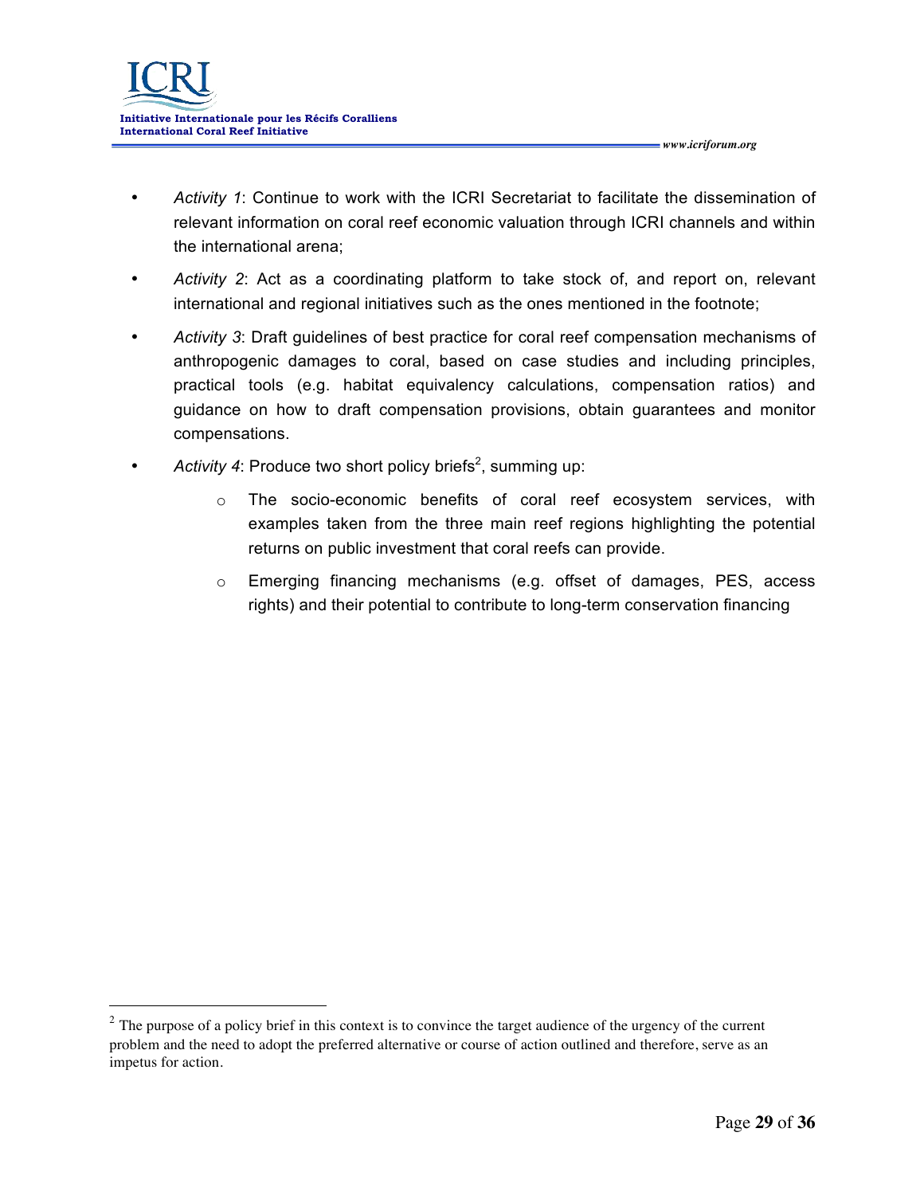- *Activity 1*: Continue to work with the ICRI Secretariat to facilitate the dissemination of relevant information on coral reef economic valuation through ICRI channels and within the international arena;
- *Activity 2*: Act as a coordinating platform to take stock of, and report on, relevant international and regional initiatives such as the ones mentioned in the footnote;
- *Activity 3*: Draft guidelines of best practice for coral reef compensation mechanisms of anthropogenic damages to coral, based on case studies and including principles, practical tools (e.g. habitat equivalency calculations, compensation ratios) and guidance on how to draft compensation provisions, obtain guarantees and monitor compensations.
- *Activity 4*: Produce two short policy briefs[2], summing up:
  - The socio-economic benefits of coral reef ecosystem services, with examples taken from the three main reef regions highlighting the potential returns on public investment that coral reefs can provide.
  - Emerging financing mechanisms (e.g. offset of damages, PES, access rights) and their potential to contribute to long-term conservation financing

---

[2] The purpose of a policy brief in this context is to convince the target audience of the urgency of the current problem and the need to adopt the preferred alternative or course of action outlined and therefore, serve as an impetus for action.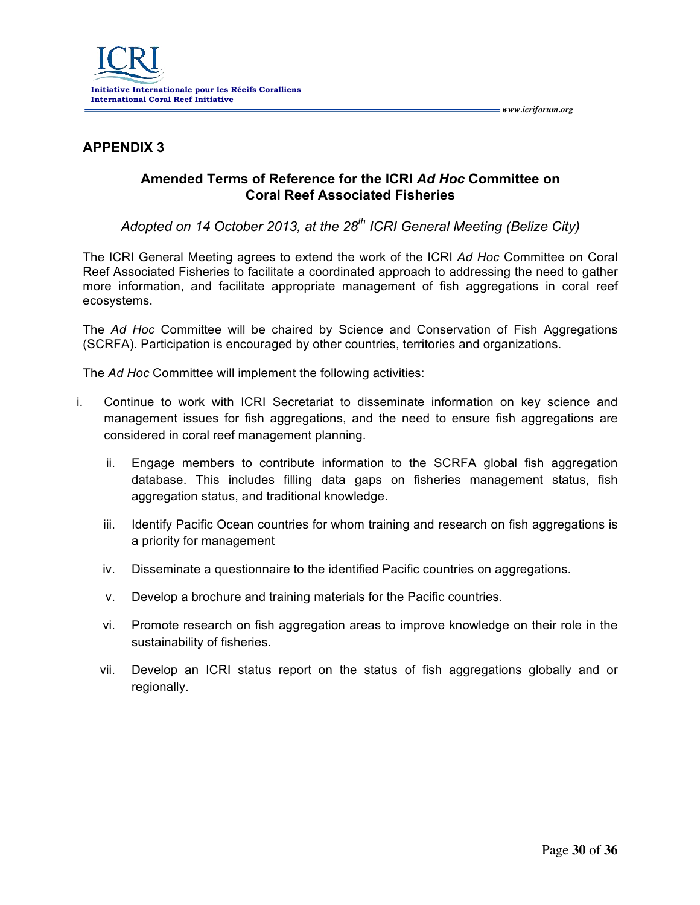## APPENDIX 3

### Amended Terms of Reference for the ICRI *Ad Hoc* Committee on Coral Reef Associated Fisheries

*Adopted on 14 October 2013, at the 28th ICRI General Meeting (Belize City)*

The ICRI General Meeting agrees to extend the work of the ICRI *Ad Hoc* Committee on Coral Reef Associated Fisheries to facilitate a coordinated approach to addressing the need to gather more information, and facilitate appropriate management of fish aggregations in coral reef ecosystems.

The *Ad Hoc* Committee will be chaired by Science and Conservation of Fish Aggregations (SCRFA). Participation is encouraged by other countries, territories and organizations.

The *Ad Hoc* Committee will implement the following activities:

i. Continue to work with ICRI Secretariat to disseminate information on key science and management issues for fish aggregations, and the need to ensure fish aggregations are considered in coral reef management planning.

ii. Engage members to contribute information to the SCRFA global fish aggregation database. This includes filling data gaps on fisheries management status, fish aggregation status, and traditional knowledge.

iii. Identify Pacific Ocean countries for whom training and research on fish aggregations is a priority for management

iv. Disseminate a questionnaire to the identified Pacific countries on aggregations.

v. Develop a brochure and training materials for the Pacific countries.

vi. Promote research on fish aggregation areas to improve knowledge on their role in the sustainability of fisheries.

vii. Develop an ICRI status report on the status of fish aggregations globally and or regionally.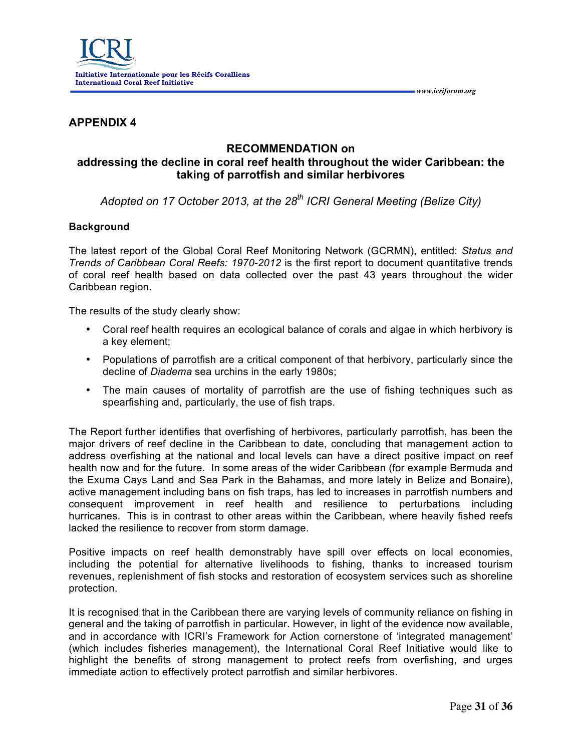## APPENDIX 4

### RECOMMENDATION on addressing the decline in coral reef health throughout the wider Caribbean: the taking of parrotfish and similar herbivores

*Adopted on 17 October 2013, at the 28th ICRI General Meeting (Belize City)*

**Background**

The latest report of the Global Coral Reef Monitoring Network (GCRMN), entitled: *Status and Trends of Caribbean Coral Reefs: 1970-2012* is the first report to document quantitative trends of coral reef health based on data collected over the past 43 years throughout the wider Caribbean region.

The results of the study clearly show:

- Coral reef health requires an ecological balance of corals and algae in which herbivory is a key element;
- Populations of parrotfish are a critical component of that herbivory, particularly since the decline of *Diadema* sea urchins in the early 1980s;
- The main causes of mortality of parrotfish are the use of fishing techniques such as spearfishing and, particularly, the use of fish traps.

The Report further identifies that overfishing of herbivores, particularly parrotfish, has been the major drivers of reef decline in the Caribbean to date, concluding that management action to address overfishing at the national and local levels can have a direct positive impact on reef health now and for the future. In some areas of the wider Caribbean (for example Bermuda and the Exuma Cays Land and Sea Park in the Bahamas, and more lately in Belize and Bonaire), active management including bans on fish traps, has led to increases in parrotfish numbers and consequent improvement in reef health and resilience to perturbations including hurricanes. This is in contrast to other areas within the Caribbean, where heavily fished reefs lacked the resilience to recover from storm damage.

Positive impacts on reef health demonstrably have spill over effects on local economies, including the potential for alternative livelihoods to fishing, thanks to increased tourism revenues, replenishment of fish stocks and restoration of ecosystem services such as shoreline protection.

It is recognised that in the Caribbean there are varying levels of community reliance on fishing in general and the taking of parrotfish in particular. However, in light of the evidence now available, and in accordance with ICRI's Framework for Action cornerstone of 'integrated management' (which includes fisheries management), the International Coral Reef Initiative would like to highlight the benefits of strong management to protect reefs from overfishing, and urges immediate action to effectively protect parrotfish and similar herbivores.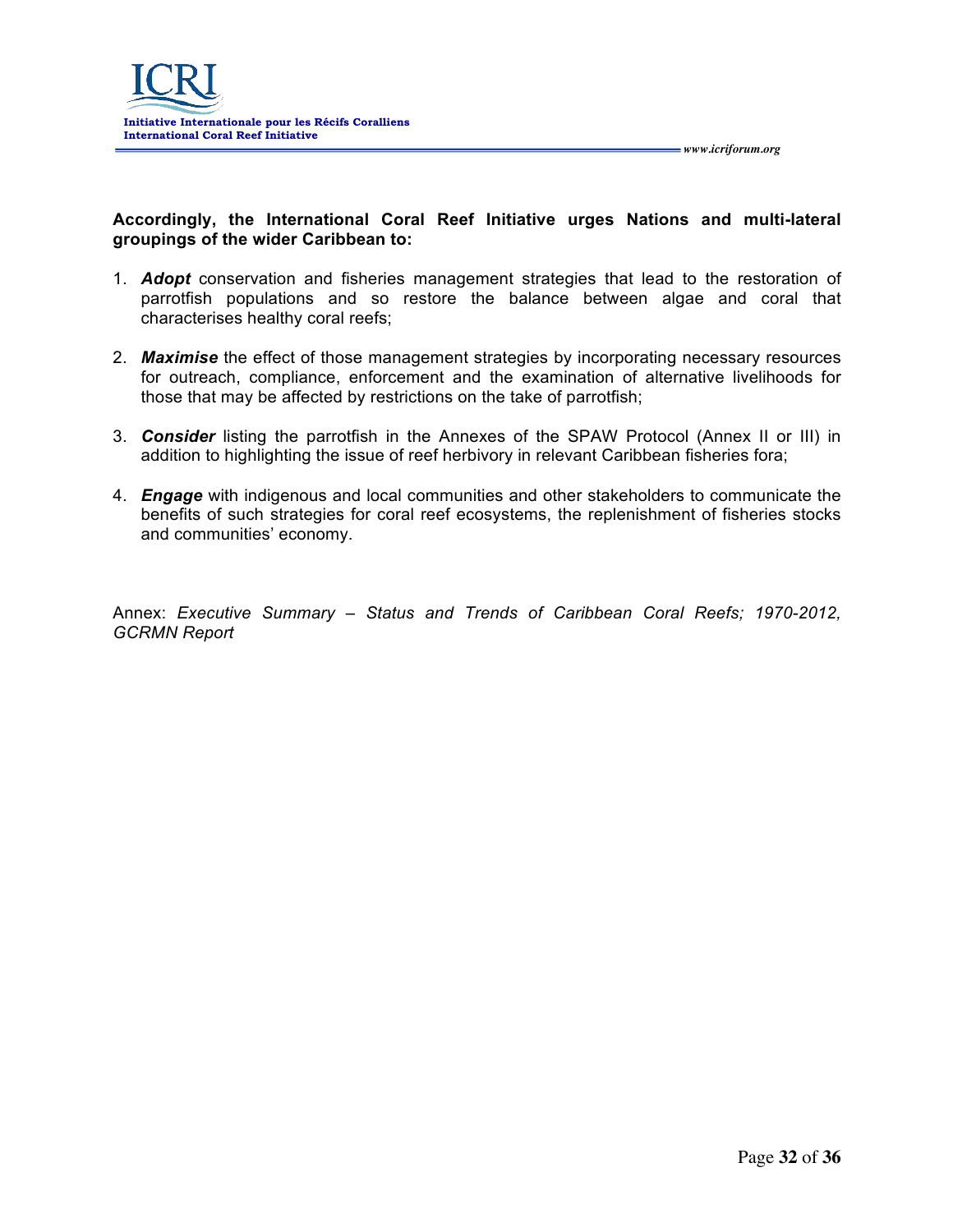**Accordingly, the International Coral Reef Initiative urges Nations and multi-lateral groupings of the wider Caribbean to:**

1. ***Adopt*** conservation and fisheries management strategies that lead to the restoration of parrotfish populations and so restore the balance between algae and coral that characterises healthy coral reefs;

2. ***Maximise*** the effect of those management strategies by incorporating necessary resources for outreach, compliance, enforcement and the examination of alternative livelihoods for those that may be affected by restrictions on the take of parrotfish;

3. ***Consider*** listing the parrotfish in the Annexes of the SPAW Protocol (Annex II or III) in addition to highlighting the issue of reef herbivory in relevant Caribbean fisheries fora;

4. ***Engage*** with indigenous and local communities and other stakeholders to communicate the benefits of such strategies for coral reef ecosystems, the replenishment of fisheries stocks and communities' economy.

Annex: *Executive Summary – Status and Trends of Caribbean Coral Reefs; 1970-2012, GCRMN Report*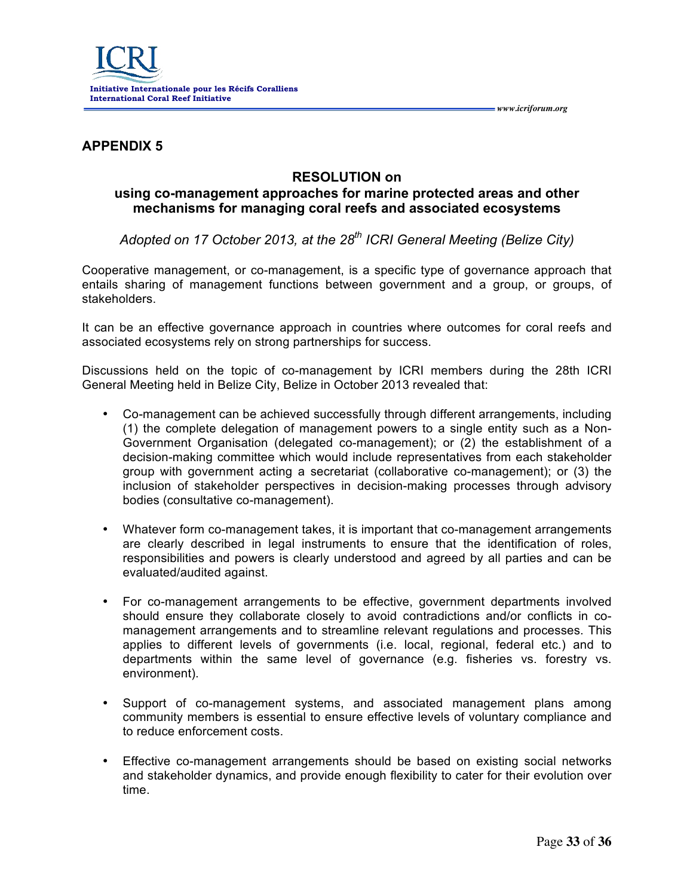## APPENDIX 5

### RESOLUTION on
### using co-management approaches for marine protected areas and other mechanisms for managing coral reefs and associated ecosystems

*Adopted on 17 October 2013, at the 28th ICRI General Meeting (Belize City)*

Cooperative management, or co-management, is a specific type of governance approach that entails sharing of management functions between government and a group, or groups, of stakeholders.

It can be an effective governance approach in countries where outcomes for coral reefs and associated ecosystems rely on strong partnerships for success.

Discussions held on the topic of co-management by ICRI members during the 28th ICRI General Meeting held in Belize City, Belize in October 2013 revealed that:

- Co-management can be achieved successfully through different arrangements, including (1) the complete delegation of management powers to a single entity such as a Non-Government Organisation (delegated co-management); or (2) the establishment of a decision-making committee which would include representatives from each stakeholder group with government acting a secretariat (collaborative co-management); or (3) the inclusion of stakeholder perspectives in decision-making processes through advisory bodies (consultative co-management).

- Whatever form co-management takes, it is important that co-management arrangements are clearly described in legal instruments to ensure that the identification of roles, responsibilities and powers is clearly understood and agreed by all parties and can be evaluated/audited against.

- For co-management arrangements to be effective, government departments involved should ensure they collaborate closely to avoid contradictions and/or conflicts in co-management arrangements and to streamline relevant regulations and processes. This applies to different levels of governments (i.e. local, regional, federal etc.) and to departments within the same level of governance (e.g. fisheries vs. forestry vs. environment).

- Support of co-management systems, and associated management plans among community members is essential to ensure effective levels of voluntary compliance and to reduce enforcement costs.

- Effective co-management arrangements should be based on existing social networks and stakeholder dynamics, and provide enough flexibility to cater for their evolution over time.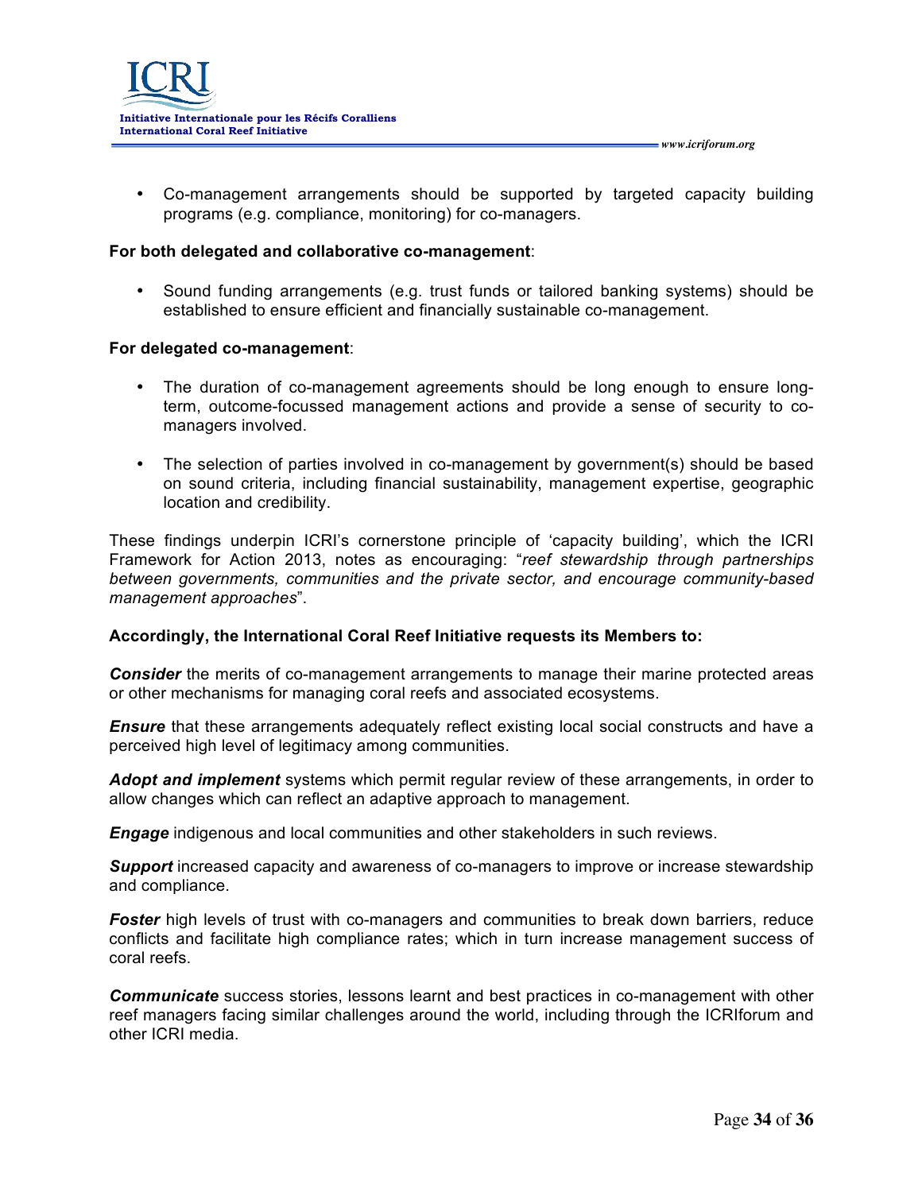- Co-management arrangements should be supported by targeted capacity building programs (e.g. compliance, monitoring) for co-managers.

**For both delegated and collaborative co-management**:

- Sound funding arrangements (e.g. trust funds or tailored banking systems) should be established to ensure efficient and financially sustainable co-management.

**For delegated co-management**:

- The duration of co-management agreements should be long enough to ensure long-term, outcome-focussed management actions and provide a sense of security to co-managers involved.

- The selection of parties involved in co-management by government(s) should be based on sound criteria, including financial sustainability, management expertise, geographic location and credibility.

These findings underpin ICRI's cornerstone principle of 'capacity building', which the ICRI Framework for Action 2013, notes as encouraging: "*reef stewardship through partnerships between governments, communities and the private sector, and encourage community-based management approaches*".

**Accordingly, the International Coral Reef Initiative requests its Members to:**

***Consider*** the merits of co-management arrangements to manage their marine protected areas or other mechanisms for managing coral reefs and associated ecosystems.

***Ensure*** that these arrangements adequately reflect existing local social constructs and have a perceived high level of legitimacy among communities.

***Adopt and implement*** systems which permit regular review of these arrangements, in order to allow changes which can reflect an adaptive approach to management.

***Engage*** indigenous and local communities and other stakeholders in such reviews.

***Support*** increased capacity and awareness of co-managers to improve or increase stewardship and compliance.

***Foster*** high levels of trust with co-managers and communities to break down barriers, reduce conflicts and facilitate high compliance rates; which in turn increase management success of coral reefs.

***Communicate*** success stories, lessons learnt and best practices in co-management with other reef managers facing similar challenges around the world, including through the ICRIforum and other ICRI media.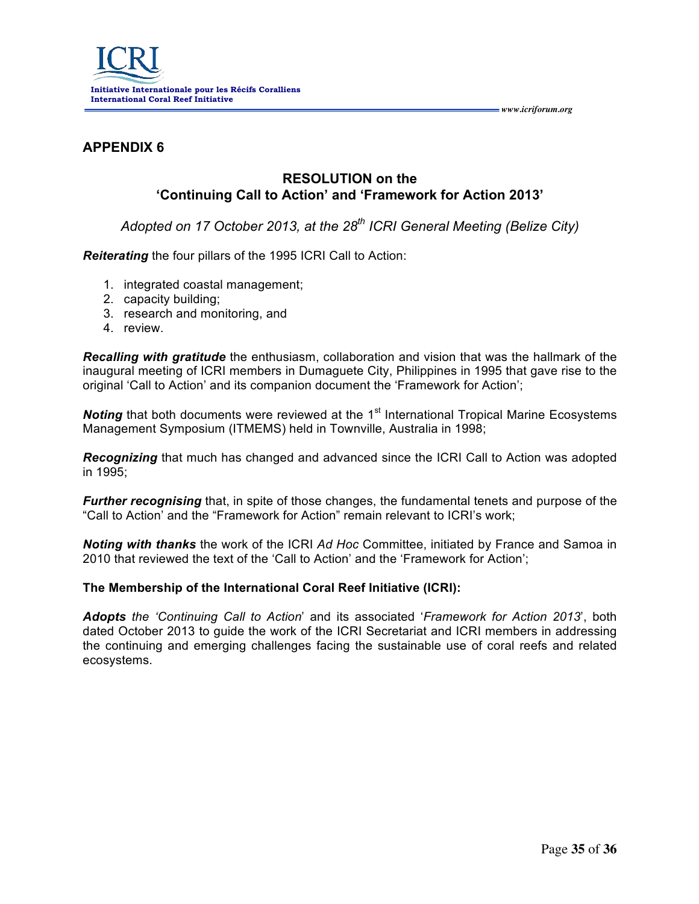## APPENDIX 6

### RESOLUTION on the 'Continuing Call to Action' and 'Framework for Action 2013'

*Adopted on 17 October 2013, at the 28th ICRI General Meeting (Belize City)*

***Reiterating*** the four pillars of the 1995 ICRI Call to Action:

1. integrated coastal management;
2. capacity building;
3. research and monitoring, and
4. review.

***Recalling with gratitude*** the enthusiasm, collaboration and vision that was the hallmark of the inaugural meeting of ICRI members in Dumaguete City, Philippines in 1995 that gave rise to the original 'Call to Action' and its companion document the 'Framework for Action';

***Noting*** that both documents were reviewed at the 1st International Tropical Marine Ecosystems Management Symposium (ITMEMS) held in Townville, Australia in 1998;

***Recognizing*** that much has changed and advanced since the ICRI Call to Action was adopted in 1995;

***Further recognising*** that, in spite of those changes, the fundamental tenets and purpose of the "Call to Action" and the "Framework for Action" remain relevant to ICRI's work;

***Noting with thanks*** the work of the ICRI *Ad Hoc* Committee, initiated by France and Samoa in 2010 that reviewed the text of the 'Call to Action' and the 'Framework for Action';

**The Membership of the International Coral Reef Initiative (ICRI):**

***Adopts*** *the 'Continuing Call to Action*' and its associated '*Framework for Action 2013*', both dated October 2013 to guide the work of the ICRI Secretariat and ICRI members in addressing the continuing and emerging challenges facing the sustainable use of coral reefs and related ecosystems.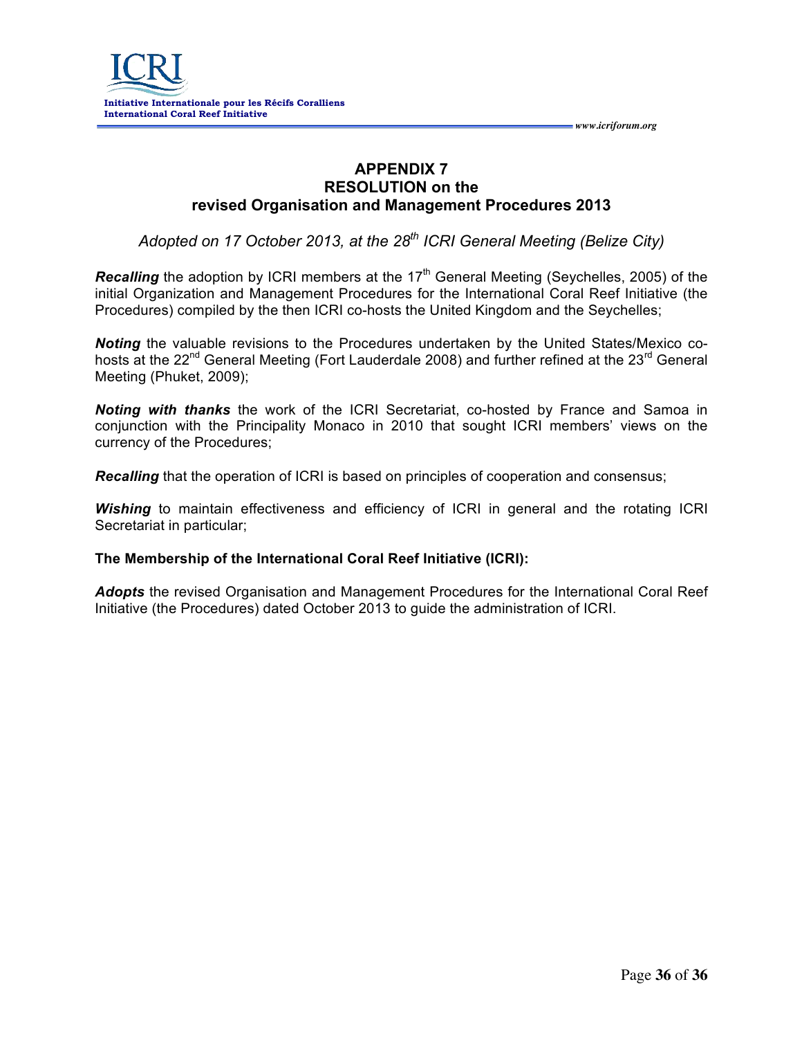# APPENDIX 7
# RESOLUTION on the revised Organisation and Management Procedures 2013

*Adopted on 17 October 2013, at the 28th ICRI General Meeting (Belize City)*

***Recalling*** the adoption by ICRI members at the 17th General Meeting (Seychelles, 2005) of the initial Organization and Management Procedures for the International Coral Reef Initiative (the Procedures) compiled by the then ICRI co-hosts the United Kingdom and the Seychelles;

***Noting*** the valuable revisions to the Procedures undertaken by the United States/Mexico co-hosts at the 22nd General Meeting (Fort Lauderdale 2008) and further refined at the 23rd General Meeting (Phuket, 2009);

***Noting with thanks*** the work of the ICRI Secretariat, co-hosted by France and Samoa in conjunction with the Principality Monaco in 2010 that sought ICRI members' views on the currency of the Procedures;

***Recalling*** that the operation of ICRI is based on principles of cooperation and consensus;

***Wishing*** to maintain effectiveness and efficiency of ICRI in general and the rotating ICRI Secretariat in particular;

**The Membership of the International Coral Reef Initiative (ICRI):**

***Adopts*** the revised Organisation and Management Procedures for the International Coral Reef Initiative (the Procedures) dated October 2013 to guide the administration of ICRI.